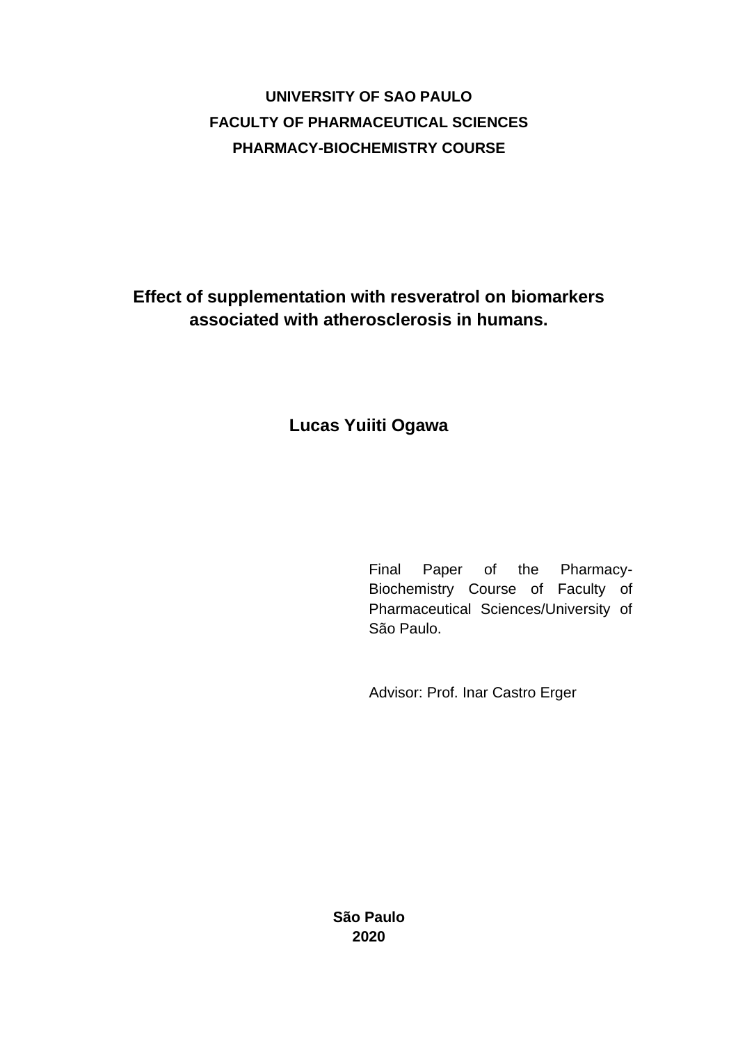**UNIVERSITY OF SAO PAULO**
**FACULTY OF PHARMACEUTICAL SCIENCES**
**PHARMACY-BIOCHEMISTRY COURSE**

# Effect of supplementation with resveratrol on biomarkers associated with atherosclerosis in humans.

**Lucas Yuiiti Ogawa**

Final Paper of the Pharmacy-Biochemistry Course of Faculty of Pharmaceutical Sciences/University of São Paulo.

Advisor: Prof. Inar Castro Erger

**São Paulo**
**2020**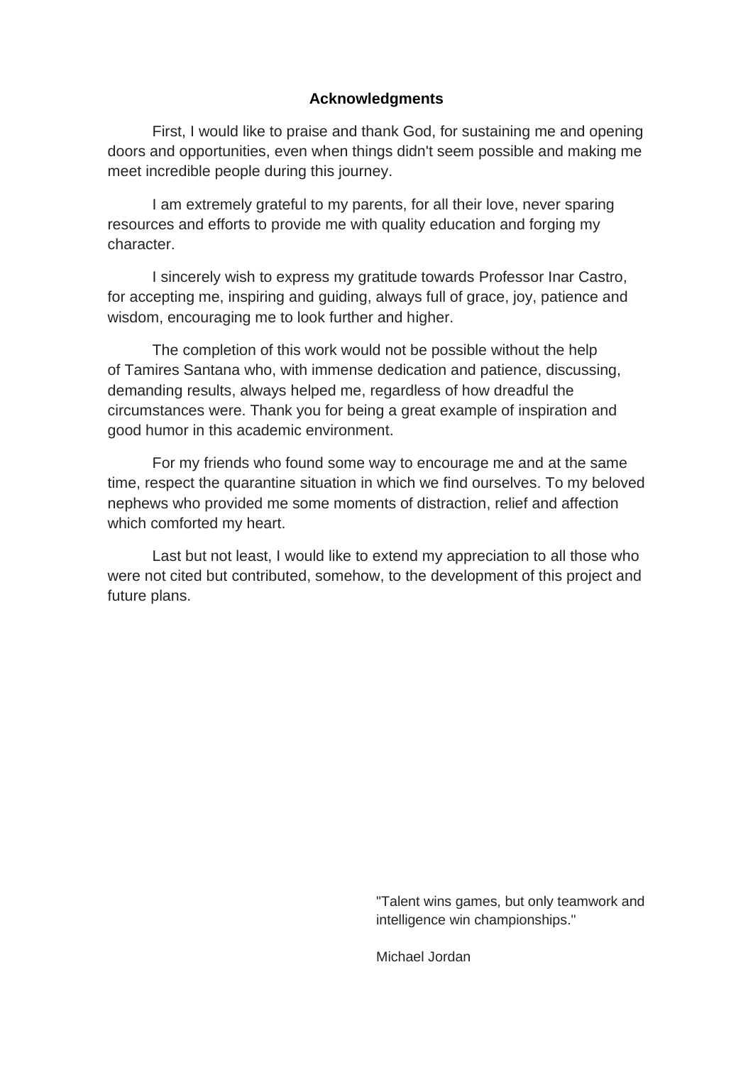# Acknowledgments

First, I would like to praise and thank God, for sustaining me and opening doors and opportunities, even when things didn't seem possible and making me meet incredible people during this journey.

I am extremely grateful to my parents, for all their love, never sparing resources and efforts to provide me with quality education and forging my character.

I sincerely wish to express my gratitude towards Professor Inar Castro, for accepting me, inspiring and guiding, always full of grace, joy, patience and wisdom, encouraging me to look further and higher.

The completion of this work would not be possible without the help of Tamires Santana who, with immense dedication and patience, discussing, demanding results, always helped me, regardless of how dreadful the circumstances were. Thank you for being a great example of inspiration and good humor in this academic environment.

For my friends who found some way to encourage me and at the same time, respect the quarantine situation in which we find ourselves. To my beloved nephews who provided me some moments of distraction, relief and affection which comforted my heart.

Last but not least, I would like to extend my appreciation to all those who were not cited but contributed, somehow, to the development of this project and future plans.

"Talent wins games, but only teamwork and intelligence win championships."

Michael Jordan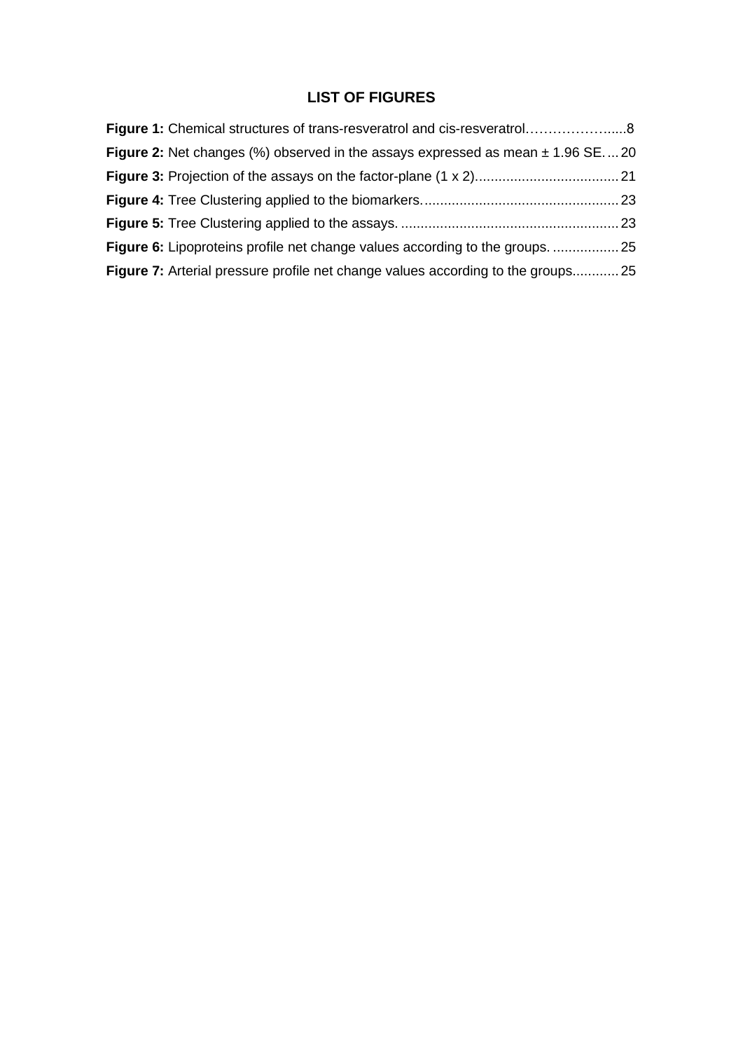# LIST OF FIGURES

**Figure 1:** Chemical structures of trans-resveratrol and cis-resveratrol…………………....8

**Figure 2:** Net changes (%) observed in the assays expressed as mean ± 1.96 SE. ... 20

**Figure 3:** Projection of the assays on the factor-plane (1 x 2)..................................... 21

**Figure 4:** Tree Clustering applied to the biomarkers.................................................. 23

**Figure 5:** Tree Clustering applied to the assays. ........................................................ 23

**Figure 6:** Lipoproteins profile net change values according to the groups. ................. 25

**Figure 7:** Arterial pressure profile net change values according to the groups............ 25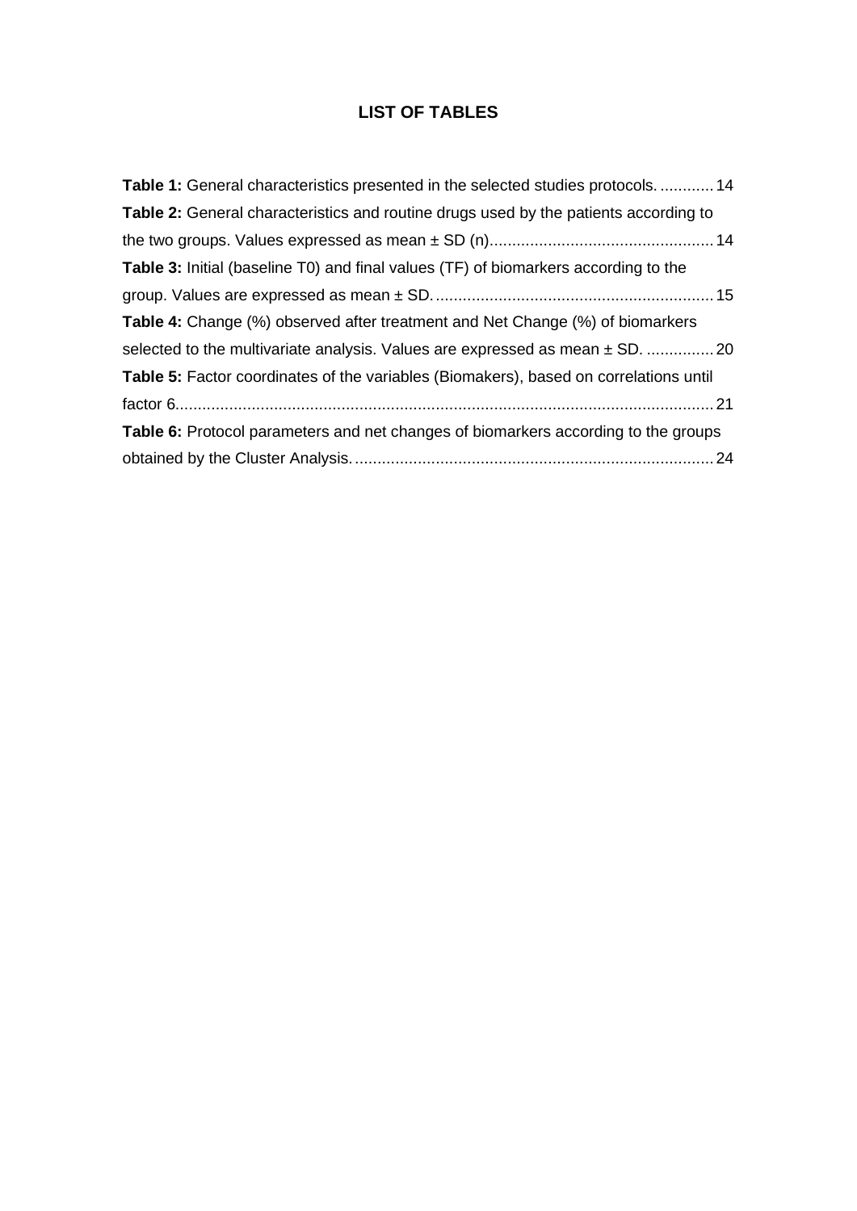# LIST OF TABLES

**Table 1:** General characteristics presented in the selected studies protocols. ............ 14

**Table 2:** General characteristics and routine drugs used by the patients according to the two groups. Values expressed as mean ± SD (n).................................................. 14

**Table 3:** Initial (baseline T0) and final values (TF) of biomarkers according to the group. Values are expressed as mean ± SD. .............................................................. 15

**Table 4:** Change (%) observed after treatment and Net Change (%) of biomarkers selected to the multivariate analysis. Values are expressed as mean ± SD. ............... 20

**Table 5:** Factor coordinates of the variables (Biomakers), based on correlations until factor 6........................................................................................................................ 21

**Table 6:** Protocol parameters and net changes of biomarkers according to the groups obtained by the Cluster Analysis. ................................................................................ 24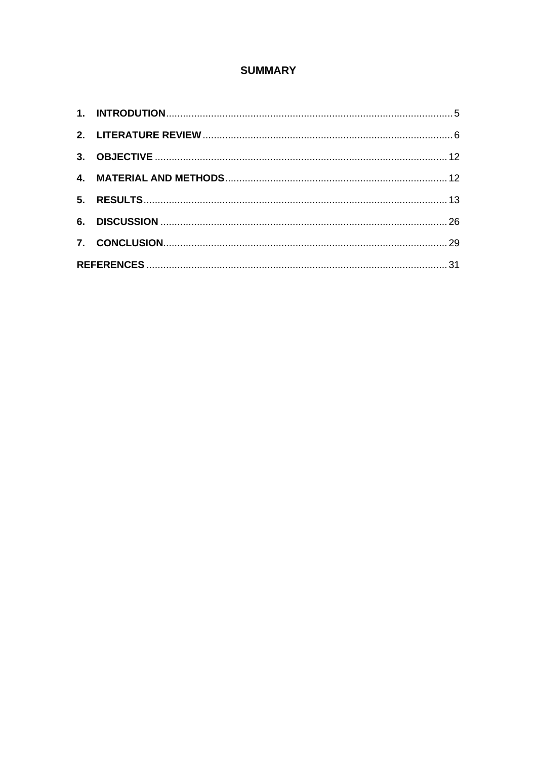# SUMMARY

1. **INTRODUTION** ..... 5
2. **LITERATURE REVIEW** ..... 6
3. **OBJECTIVE** ..... 12
4. **MATERIAL AND METHODS** ..... 12
5. **RESULTS** ..... 13
6. **DISCUSSION** ..... 26
7. **CONCLUSION** ..... 29

**REFERENCES** ..... 31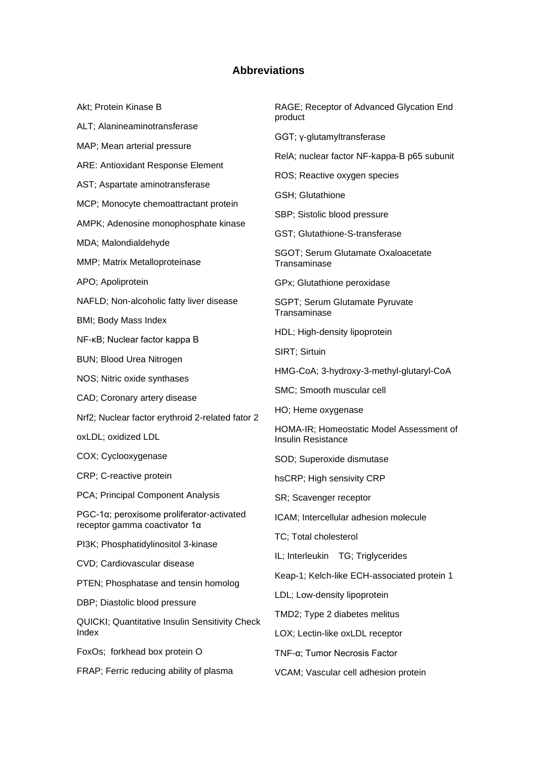## Abbreviations

Akt; Protein Kinase B

ALT; Alanineaminotransferase

MAP; Mean arterial pressure

ARE: Antioxidant Response Element

AST; Aspartate aminotransferase

MCP; Monocyte chemoattractant protein

AMPK; Adenosine monophosphate kinase

MDA; Malondialdehyde

MMP; Matrix Metalloproteinase

APO; Apoliprotein

NAFLD; Non-alcoholic fatty liver disease

BMI; Body Mass Index

NF-κB; Nuclear factor kappa B

BUN; Blood Urea Nitrogen

NOS; Nitric oxide synthases

CAD; Coronary artery disease

Nrf2; Nuclear factor erythroid 2-related fator 2

oxLDL; oxidized LDL

COX; Cyclooxygenase

CRP; C-reactive protein

PCA; Principal Component Analysis

PGC-1α; peroxisome proliferator-activated receptor gamma coactivator 1α

PI3K; Phosphatidylinositol 3-kinase

CVD; Cardiovascular disease

PTEN; Phosphatase and tensin homolog

DBP; Diastolic blood pressure

QUICKI; Quantitative Insulin Sensitivity Check Index

FoxOs; forkhead box protein O

FRAP; Ferric reducing ability of plasma

RAGE; Receptor of Advanced Glycation End product

GGT; γ-glutamyltransferase

RelA; nuclear factor NF-kappa-B p65 subunit

ROS; Reactive oxygen species

GSH; Glutathione

SBP; Sistolic blood pressure

GST; Glutathione-S-transferase

SGOT; Serum Glutamate Oxaloacetate Transaminase

GPx; Glutathione peroxidase

SGPT; Serum Glutamate Pyruvate Transaminase

HDL; High-density lipoprotein

SIRT; Sirtuin

HMG-CoA; 3-hydroxy-3-methyl-glutaryl-CoA

SMC; Smooth muscular cell

HO; Heme oxygenase

HOMA-IR; Homeostatic Model Assessment of Insulin Resistance

SOD; Superoxide dismutase

hsCRP; High sensivity CRP

SR; Scavenger receptor

ICAM; Intercellular adhesion molecule

TC; Total cholesterol

IL; Interleukin TG; Triglycerides

Keap-1; Kelch-like ECH-associated protein 1

LDL; Low-density lipoprotein

TMD2; Type 2 diabetes melitus

LOX; Lectin-like oxLDL receptor

TNF-α; Tumor Necrosis Factor

VCAM; Vascular cell adhesion protein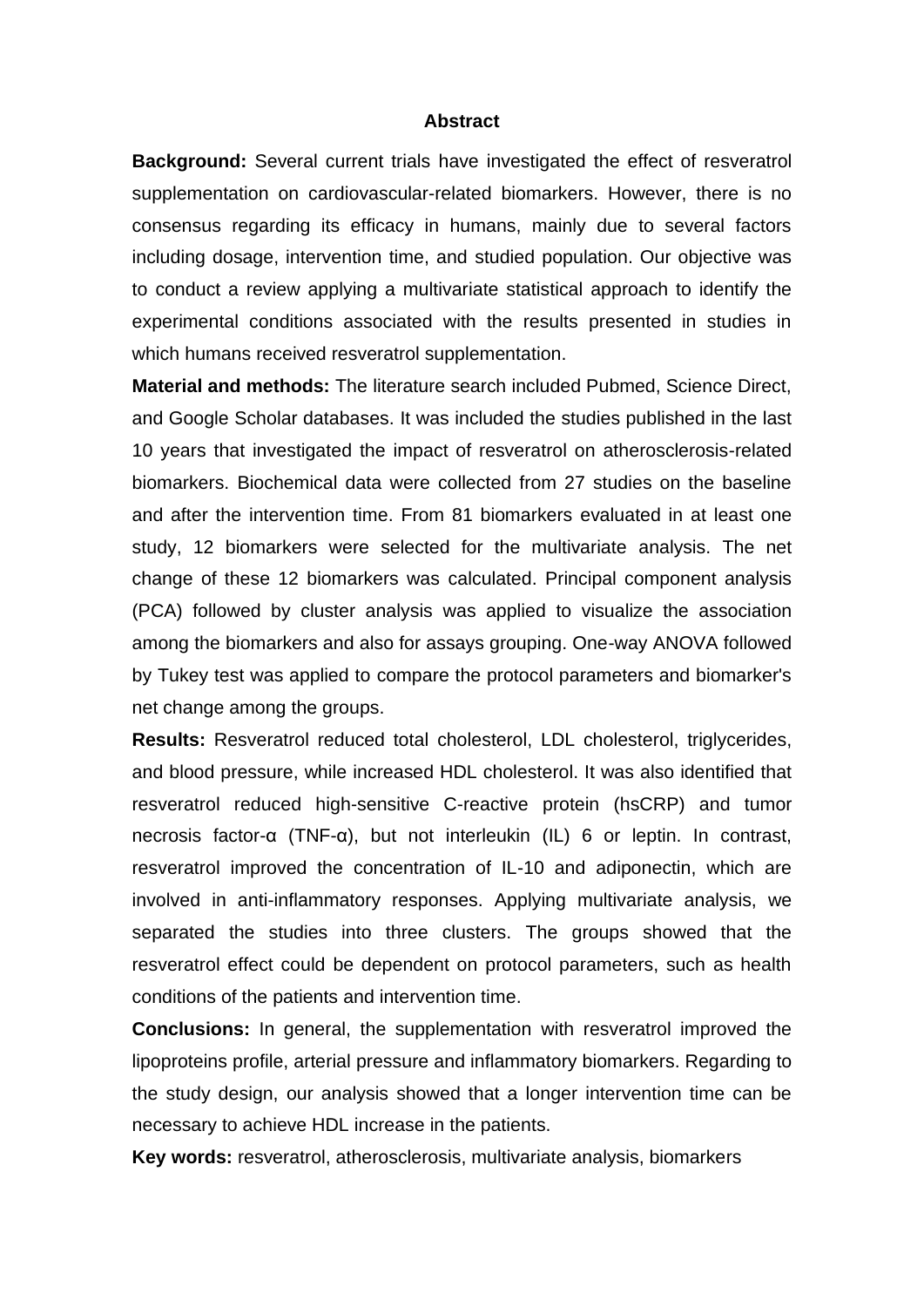## Abstract

**Background:** Several current trials have investigated the effect of resveratrol supplementation on cardiovascular-related biomarkers. However, there is no consensus regarding its efficacy in humans, mainly due to several factors including dosage, intervention time, and studied population. Our objective was to conduct a review applying a multivariate statistical approach to identify the experimental conditions associated with the results presented in studies in which humans received resveratrol supplementation.

**Material and methods:** The literature search included Pubmed, Science Direct, and Google Scholar databases. It was included the studies published in the last 10 years that investigated the impact of resveratrol on atherosclerosis-related biomarkers. Biochemical data were collected from 27 studies on the baseline and after the intervention time. From 81 biomarkers evaluated in at least one study, 12 biomarkers were selected for the multivariate analysis. The net change of these 12 biomarkers was calculated. Principal component analysis (PCA) followed by cluster analysis was applied to visualize the association among the biomarkers and also for assays grouping. One-way ANOVA followed by Tukey test was applied to compare the protocol parameters and biomarker's net change among the groups.

**Results:** Resveratrol reduced total cholesterol, LDL cholesterol, triglycerides, and blood pressure, while increased HDL cholesterol. It was also identified that resveratrol reduced high-sensitive C-reactive protein (hsCRP) and tumor necrosis factor-α (TNF-α), but not interleukin (IL) 6 or leptin. In contrast, resveratrol improved the concentration of IL-10 and adiponectin, which are involved in anti-inflammatory responses. Applying multivariate analysis, we separated the studies into three clusters. The groups showed that the resveratrol effect could be dependent on protocol parameters, such as health conditions of the patients and intervention time.

**Conclusions:** In general, the supplementation with resveratrol improved the lipoproteins profile, arterial pressure and inflammatory biomarkers. Regarding to the study design, our analysis showed that a longer intervention time can be necessary to achieve HDL increase in the patients.

**Key words:** resveratrol, atherosclerosis, multivariate analysis, biomarkers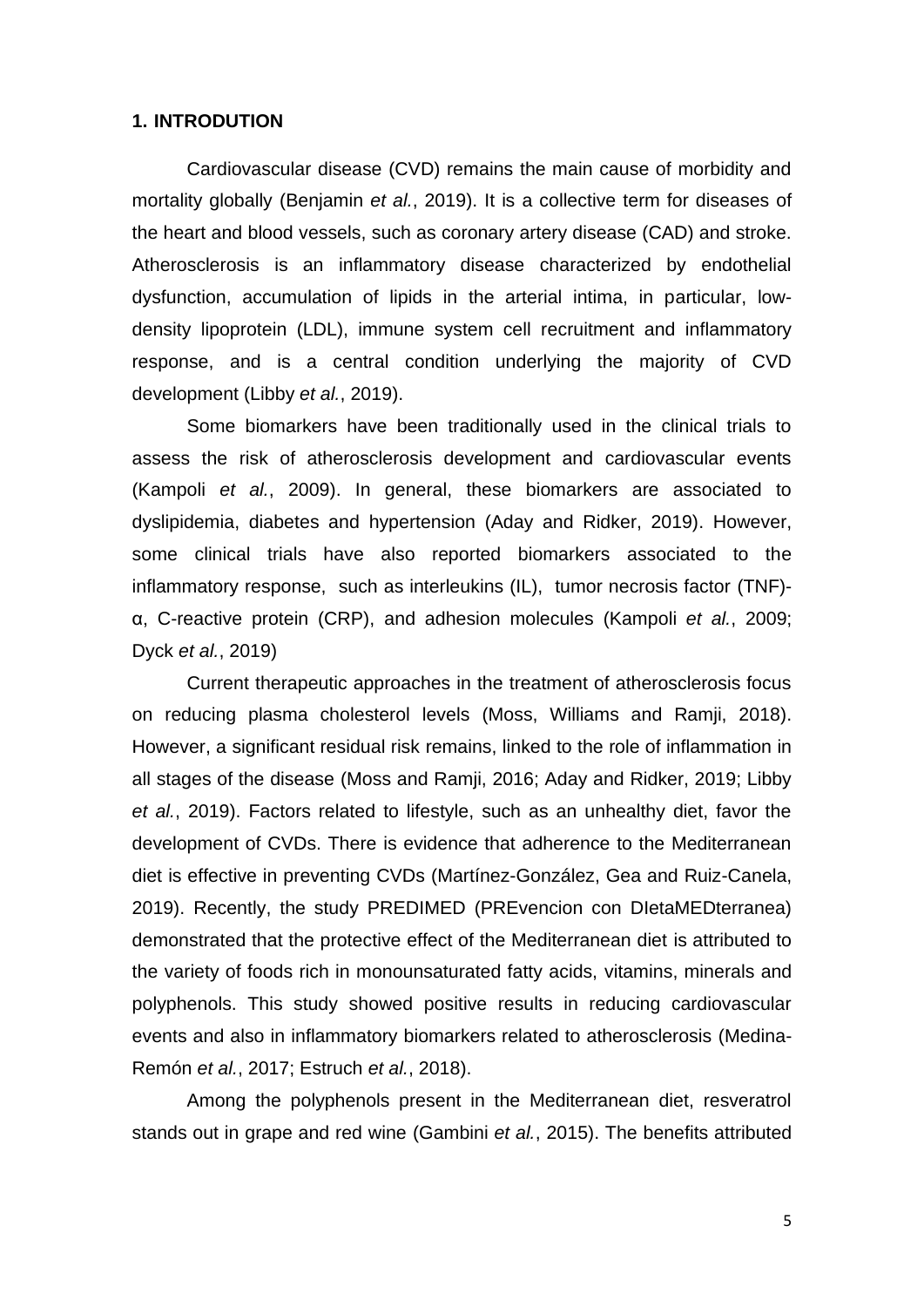## 1. INTRODUTION

Cardiovascular disease (CVD) remains the main cause of morbidity and mortality globally (Benjamin *et al.*, 2019). It is a collective term for diseases of the heart and blood vessels, such as coronary artery disease (CAD) and stroke. Atherosclerosis is an inflammatory disease characterized by endothelial dysfunction, accumulation of lipids in the arterial intima, in particular, low-density lipoprotein (LDL), immune system cell recruitment and inflammatory response, and is a central condition underlying the majority of CVD development (Libby *et al.*, 2019).

Some biomarkers have been traditionally used in the clinical trials to assess the risk of atherosclerosis development and cardiovascular events (Kampoli *et al.*, 2009). In general, these biomarkers are associated to dyslipidemia, diabetes and hypertension (Aday and Ridker, 2019). However, some clinical trials have also reported biomarkers associated to the inflammatory response, such as interleukins (IL), tumor necrosis factor (TNF)-α, C-reactive protein (CRP), and adhesion molecules (Kampoli *et al.*, 2009; Dyck *et al.*, 2019)

Current therapeutic approaches in the treatment of atherosclerosis focus on reducing plasma cholesterol levels (Moss, Williams and Ramji, 2018). However, a significant residual risk remains, linked to the role of inflammation in all stages of the disease (Moss and Ramji, 2016; Aday and Ridker, 2019; Libby *et al.*, 2019). Factors related to lifestyle, such as an unhealthy diet, favor the development of CVDs. There is evidence that adherence to the Mediterranean diet is effective in preventing CVDs (Martínez-González, Gea and Ruiz-Canela, 2019). Recently, the study PREDIMED (PREvencion con DIetaMEDterranea) demonstrated that the protective effect of the Mediterranean diet is attributed to the variety of foods rich in monounsaturated fatty acids, vitamins, minerals and polyphenols. This study showed positive results in reducing cardiovascular events and also in inflammatory biomarkers related to atherosclerosis (Medina-Remón *et al.*, 2017; Estruch *et al.*, 2018).

Among the polyphenols present in the Mediterranean diet, resveratrol stands out in grape and red wine (Gambini *et al.*, 2015). The benefits attributed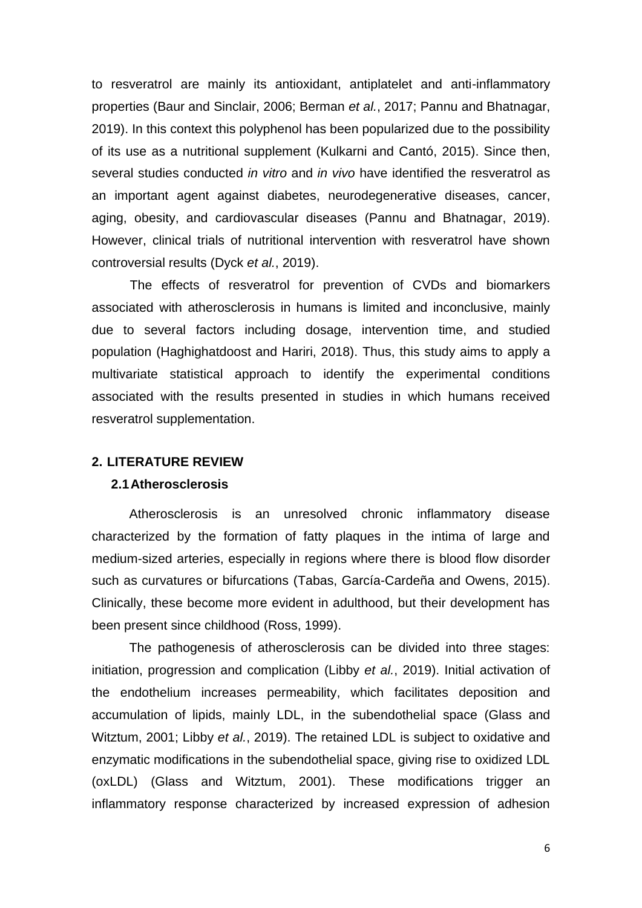to resveratrol are mainly its antioxidant, antiplatelet and anti-inflammatory properties (Baur and Sinclair, 2006; Berman *et al.*, 2017; Pannu and Bhatnagar, 2019). In this context this polyphenol has been popularized due to the possibility of its use as a nutritional supplement (Kulkarni and Cantó, 2015). Since then, several studies conducted *in vitro* and *in vivo* have identified the resveratrol as an important agent against diabetes, neurodegenerative diseases, cancer, aging, obesity, and cardiovascular diseases (Pannu and Bhatnagar, 2019). However, clinical trials of nutritional intervention with resveratrol have shown controversial results (Dyck *et al.*, 2019).

The effects of resveratrol for prevention of CVDs and biomarkers associated with atherosclerosis in humans is limited and inconclusive, mainly due to several factors including dosage, intervention time, and studied population (Haghighatdoost and Hariri, 2018). Thus, this study aims to apply a multivariate statistical approach to identify the experimental conditions associated with the results presented in studies in which humans received resveratrol supplementation.

## 2. LITERATURE REVIEW

### 2.1 Atherosclerosis

Atherosclerosis is an unresolved chronic inflammatory disease characterized by the formation of fatty plaques in the intima of large and medium-sized arteries, especially in regions where there is blood flow disorder such as curvatures or bifurcations (Tabas, García-Cardeña and Owens, 2015). Clinically, these become more evident in adulthood, but their development has been present since childhood (Ross, 1999).

The pathogenesis of atherosclerosis can be divided into three stages: initiation, progression and complication (Libby *et al.*, 2019). Initial activation of the endothelium increases permeability, which facilitates deposition and accumulation of lipids, mainly LDL, in the subendothelial space (Glass and Witztum, 2001; Libby *et al.*, 2019). The retained LDL is subject to oxidative and enzymatic modifications in the subendothelial space, giving rise to oxidized LDL (oxLDL) (Glass and Witztum, 2001). These modifications trigger an inflammatory response characterized by increased expression of adhesion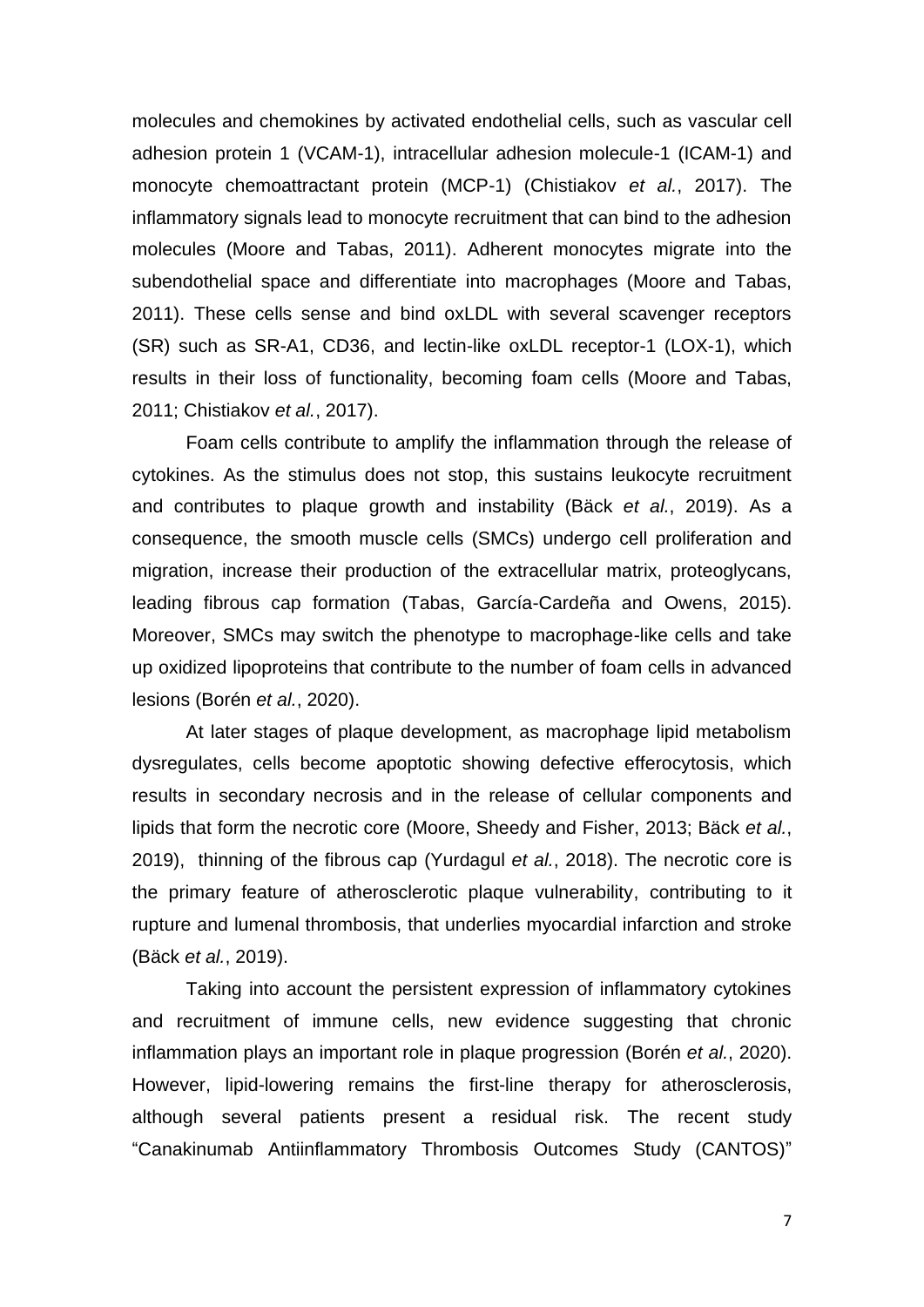molecules and chemokines by activated endothelial cells, such as vascular cell adhesion protein 1 (VCAM-1), intracellular adhesion molecule-1 (ICAM-1) and monocyte chemoattractant protein (MCP-1) (Chistiakov *et al.*, 2017). The inflammatory signals lead to monocyte recruitment that can bind to the adhesion molecules (Moore and Tabas, 2011). Adherent monocytes migrate into the subendothelial space and differentiate into macrophages (Moore and Tabas, 2011). These cells sense and bind oxLDL with several scavenger receptors (SR) such as SR-A1, CD36, and lectin-like oxLDL receptor-1 (LOX-1), which results in their loss of functionality, becoming foam cells (Moore and Tabas, 2011; Chistiakov *et al.*, 2017).

Foam cells contribute to amplify the inflammation through the release of cytokines. As the stimulus does not stop, this sustains leukocyte recruitment and contributes to plaque growth and instability (Bäck *et al.*, 2019). As a consequence, the smooth muscle cells (SMCs) undergo cell proliferation and migration, increase their production of the extracellular matrix, proteoglycans, leading fibrous cap formation (Tabas, García-Cardeña and Owens, 2015). Moreover, SMCs may switch the phenotype to macrophage-like cells and take up oxidized lipoproteins that contribute to the number of foam cells in advanced lesions (Borén *et al.*, 2020).

At later stages of plaque development, as macrophage lipid metabolism dysregulates, cells become apoptotic showing defective efferocytosis, which results in secondary necrosis and in the release of cellular components and lipids that form the necrotic core (Moore, Sheedy and Fisher, 2013; Bäck *et al.*, 2019), thinning of the fibrous cap (Yurdagul *et al.*, 2018). The necrotic core is the primary feature of atherosclerotic plaque vulnerability, contributing to it rupture and lumenal thrombosis, that underlies myocardial infarction and stroke (Bäck *et al.*, 2019).

Taking into account the persistent expression of inflammatory cytokines and recruitment of immune cells, new evidence suggesting that chronic inflammation plays an important role in plaque progression (Borén *et al.*, 2020). However, lipid-lowering remains the first-line therapy for atherosclerosis, although several patients present a residual risk. The recent study "Canakinumab Antiinflammatory Thrombosis Outcomes Study (CANTOS)"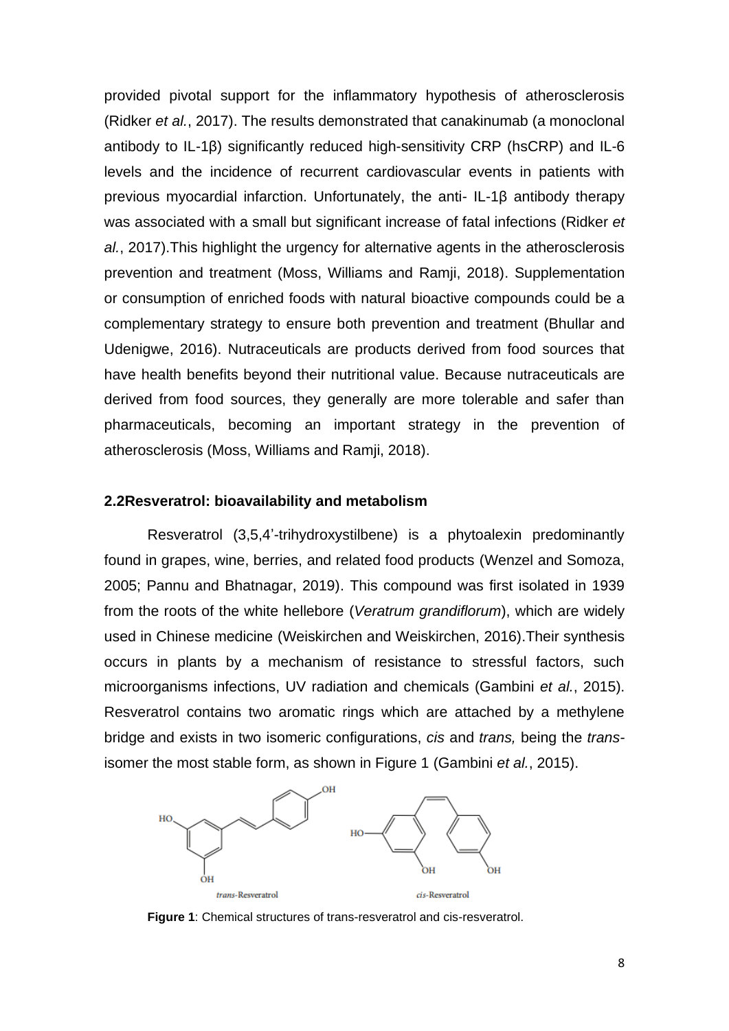provided pivotal support for the inflammatory hypothesis of atherosclerosis (Ridker *et al.*, 2017). The results demonstrated that canakinumab (a monoclonal antibody to IL-1β) significantly reduced high-sensitivity CRP (hsCRP) and IL-6 levels and the incidence of recurrent cardiovascular events in patients with previous myocardial infarction. Unfortunately, the anti- IL-1β antibody therapy was associated with a small but significant increase of fatal infections (Ridker *et al.*, 2017).This highlight the urgency for alternative agents in the atherosclerosis prevention and treatment (Moss, Williams and Ramji, 2018). Supplementation or consumption of enriched foods with natural bioactive compounds could be a complementary strategy to ensure both prevention and treatment (Bhullar and Udenigwe, 2016). Nutraceuticals are products derived from food sources that have health benefits beyond their nutritional value. Because nutraceuticals are derived from food sources, they generally are more tolerable and safer than pharmaceuticals, becoming an important strategy in the prevention of atherosclerosis (Moss, Williams and Ramji, 2018).

### 2.2Resveratrol: bioavailability and metabolism

Resveratrol (3,5,4'-trihydroxystilbene) is a phytoalexin predominantly found in grapes, wine, berries, and related food products (Wenzel and Somoza, 2005; Pannu and Bhatnagar, 2019). This compound was first isolated in 1939 from the roots of the white hellebore (*Veratrum grandiflorum*), which are widely used in Chinese medicine (Weiskirchen and Weiskirchen, 2016).Their synthesis occurs in plants by a mechanism of resistance to stressful factors, such microorganisms infections, UV radiation and chemicals (Gambini *et al.*, 2015). Resveratrol contains two aromatic rings which are attached by a methylene bridge and exists in two isomeric configurations, *cis* and *trans,* being the *trans*-isomer the most stable form, as shown in Figure 1 (Gambini *et al.*, 2015).

*trans*-Resveratrol *cis*-Resveratrol

**Figure 1**: Chemical structures of trans-resveratrol and cis-resveratrol.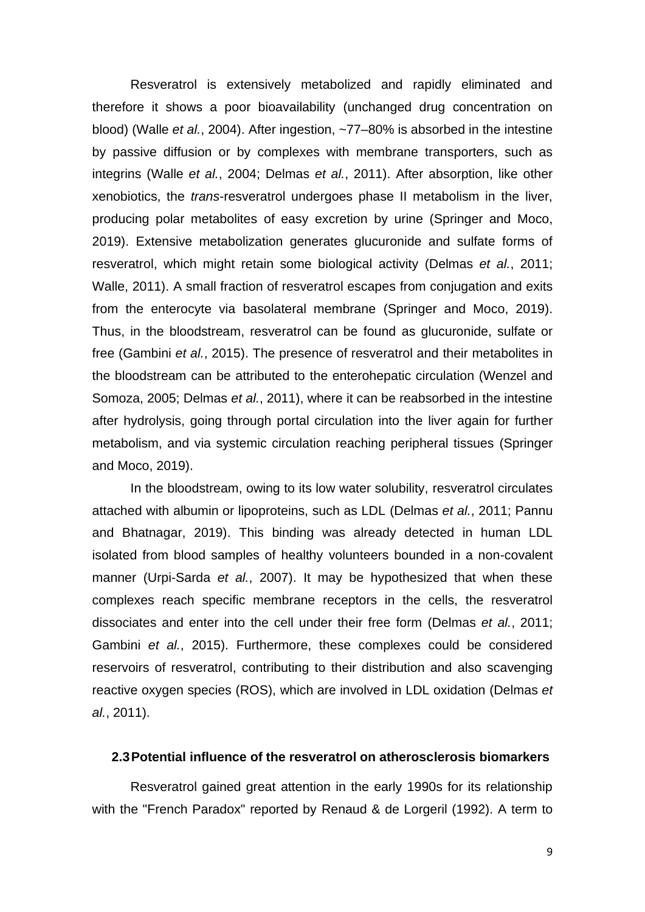Resveratrol is extensively metabolized and rapidly eliminated and therefore it shows a poor bioavailability (unchanged drug concentration on blood) (Walle *et al.*, 2004). After ingestion, ~77–80% is absorbed in the intestine by passive diffusion or by complexes with membrane transporters, such as integrins (Walle *et al.*, 2004; Delmas *et al.*, 2011). After absorption, like other xenobiotics, the *trans*-resveratrol undergoes phase II metabolism in the liver, producing polar metabolites of easy excretion by urine (Springer and Moco, 2019). Extensive metabolization generates glucuronide and sulfate forms of resveratrol, which might retain some biological activity (Delmas *et al.*, 2011; Walle, 2011). A small fraction of resveratrol escapes from conjugation and exits from the enterocyte via basolateral membrane (Springer and Moco, 2019). Thus, in the bloodstream, resveratrol can be found as glucuronide, sulfate or free (Gambini *et al.*, 2015). The presence of resveratrol and their metabolites in the bloodstream can be attributed to the enterohepatic circulation (Wenzel and Somoza, 2005; Delmas *et al.*, 2011), where it can be reabsorbed in the intestine after hydrolysis, going through portal circulation into the liver again for further metabolism, and via systemic circulation reaching peripheral tissues (Springer and Moco, 2019).

In the bloodstream, owing to its low water solubility, resveratrol circulates attached with albumin or lipoproteins, such as LDL (Delmas *et al.*, 2011; Pannu and Bhatnagar, 2019). This binding was already detected in human LDL isolated from blood samples of healthy volunteers bounded in a non-covalent manner (Urpi-Sarda *et al.*, 2007). It may be hypothesized that when these complexes reach specific membrane receptors in the cells, the resveratrol dissociates and enter into the cell under their free form (Delmas *et al.*, 2011; Gambini *et al.*, 2015). Furthermore, these complexes could be considered reservoirs of resveratrol, contributing to their distribution and also scavenging reactive oxygen species (ROS), which are involved in LDL oxidation (Delmas *et al.*, 2011).

### 2.3 Potential influence of the resveratrol on atherosclerosis biomarkers

Resveratrol gained great attention in the early 1990s for its relationship with the "French Paradox" reported by Renaud & de Lorgeril (1992). A term to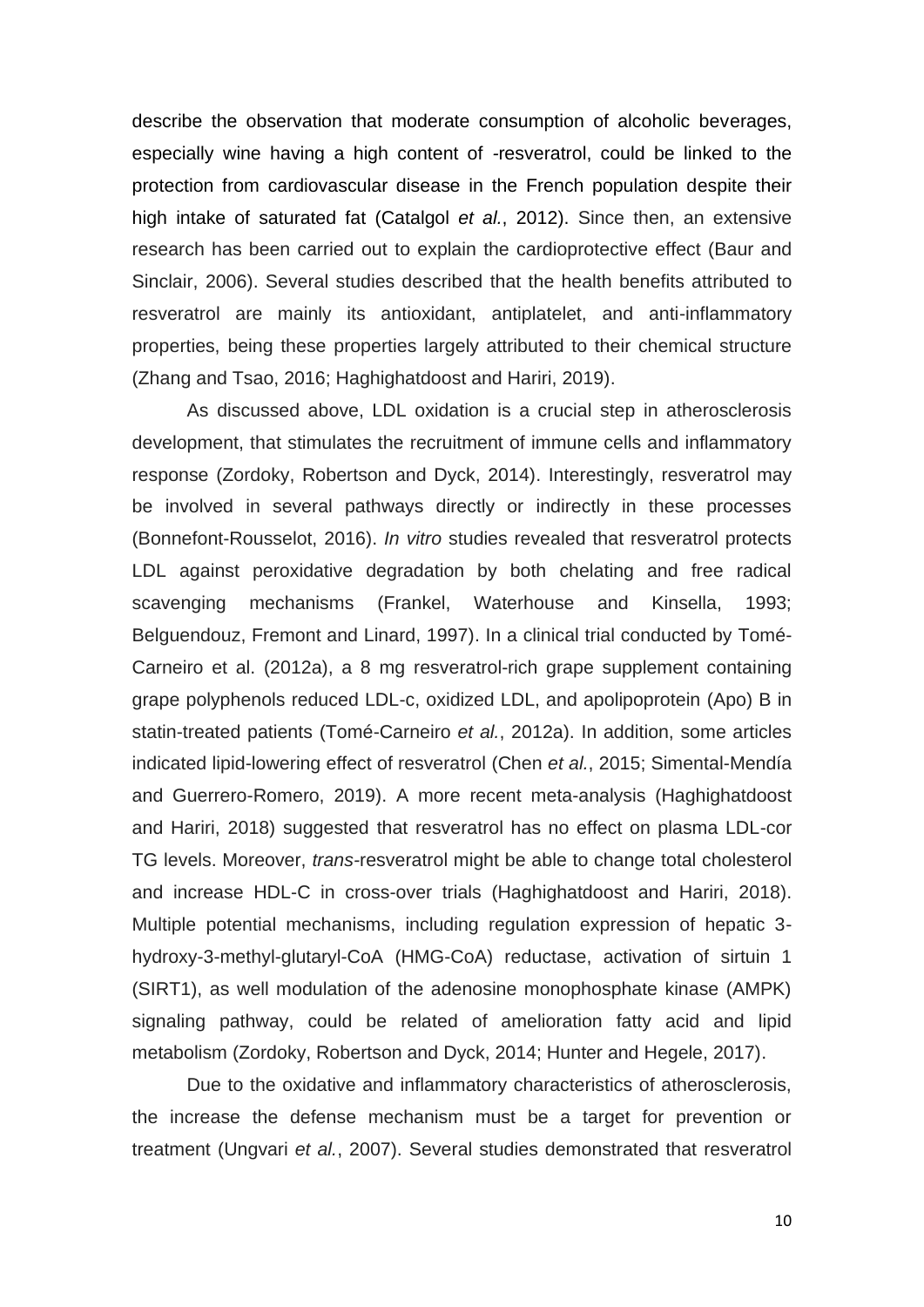describe the observation that moderate consumption of alcoholic beverages, especially wine having a high content of -resveratrol, could be linked to the protection from cardiovascular disease in the French population despite their high intake of saturated fat (Catalgol *et al.*, 2012). Since then, an extensive research has been carried out to explain the cardioprotective effect (Baur and Sinclair, 2006). Several studies described that the health benefits attributed to resveratrol are mainly its antioxidant, antiplatelet, and anti-inflammatory properties, being these properties largely attributed to their chemical structure (Zhang and Tsao, 2016; Haghighatdoost and Hariri, 2019).

As discussed above, LDL oxidation is a crucial step in atherosclerosis development, that stimulates the recruitment of immune cells and inflammatory response (Zordoky, Robertson and Dyck, 2014). Interestingly, resveratrol may be involved in several pathways directly or indirectly in these processes (Bonnefont-Rousselot, 2016). *In vitro* studies revealed that resveratrol protects LDL against peroxidative degradation by both chelating and free radical scavenging mechanisms (Frankel, Waterhouse and Kinsella, 1993; Belguendouz, Fremont and Linard, 1997). In a clinical trial conducted by Tomé-Carneiro et al. (2012a), a 8 mg resveratrol-rich grape supplement containing grape polyphenols reduced LDL-c, oxidized LDL, and apolipoprotein (Apo) B in statin-treated patients (Tomé-Carneiro *et al.*, 2012a). In addition, some articles indicated lipid-lowering effect of resveratrol (Chen *et al.*, 2015; Simental-Mendía and Guerrero-Romero, 2019). A more recent meta-analysis (Haghighatdoost and Hariri, 2018) suggested that resveratrol has no effect on plasma LDL-cor TG levels. Moreover, *trans*-resveratrol might be able to change total cholesterol and increase HDL-C in cross-over trials (Haghighatdoost and Hariri, 2018). Multiple potential mechanisms, including regulation expression of hepatic 3-hydroxy-3-methyl-glutaryl-CoA (HMG-CoA) reductase, activation of sirtuin 1 (SIRT1), as well modulation of the adenosine monophosphate kinase (AMPK) signaling pathway, could be related of amelioration fatty acid and lipid metabolism (Zordoky, Robertson and Dyck, 2014; Hunter and Hegele, 2017).

Due to the oxidative and inflammatory characteristics of atherosclerosis, the increase the defense mechanism must be a target for prevention or treatment (Ungvari *et al.*, 2007). Several studies demonstrated that resveratrol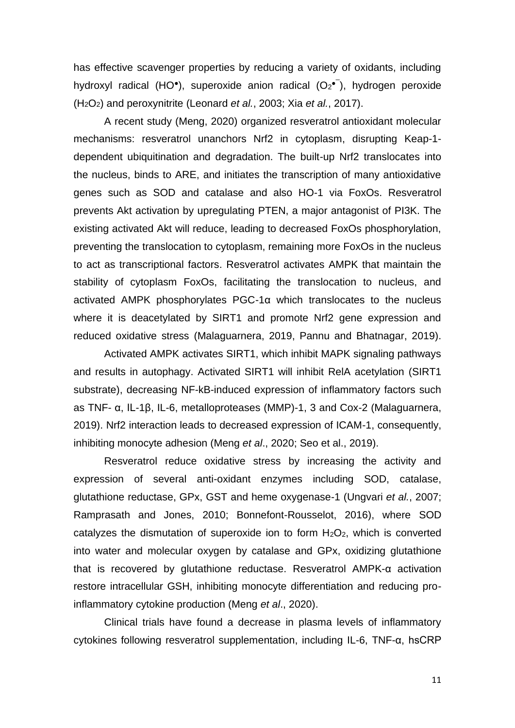has effective scavenger properties by reducing a variety of oxidants, including hydroxyl radical ($HO^{\bullet}$), superoxide anion radical ($O_2^{\bullet -}$), hydrogen peroxide ($H_2O_2$) and peroxynitrite (Leonard *et al.*, 2003; Xia *et al.*, 2017).

A recent study (Meng, 2020) organized resveratrol antioxidant molecular mechanisms: resveratrol unanchors Nrf2 in cytoplasm, disrupting Keap-1-dependent ubiquitination and degradation. The built-up Nrf2 translocates into the nucleus, binds to ARE, and initiates the transcription of many antioxidative genes such as SOD and catalase and also HO-1 via FoxOs. Resveratrol prevents Akt activation by upregulating PTEN, a major antagonist of PI3K. The existing activated Akt will reduce, leading to decreased FoxOs phosphorylation, preventing the translocation to cytoplasm, remaining more FoxOs in the nucleus to act as transcriptional factors. Resveratrol activates AMPK that maintain the stability of cytoplasm FoxOs, facilitating the translocation to nucleus, and activated AMPK phosphorylates PGC-1α which translocates to the nucleus where it is deacetylated by SIRT1 and promote Nrf2 gene expression and reduced oxidative stress (Malaguarnera, 2019, Pannu and Bhatnagar, 2019).

Activated AMPK activates SIRT1, which inhibit MAPK signaling pathways and results in autophagy. Activated SIRT1 will inhibit RelA acetylation (SIRT1 substrate), decreasing NF-kB-induced expression of inflammatory factors such as TNF- α, IL-1β, IL-6, metalloproteases (MMP)-1, 3 and Cox-2 (Malaguarnera, 2019). Nrf2 interaction leads to decreased expression of ICAM-1, consequently, inhibiting monocyte adhesion (Meng *et al*., 2020; Seo et al., 2019).

Resveratrol reduce oxidative stress by increasing the activity and expression of several anti-oxidant enzymes including SOD, catalase, glutathione reductase, GPx, GST and heme oxygenase-1 (Ungvari *et al.*, 2007; Ramprasath and Jones, 2010; Bonnefont-Rousselot, 2016), where SOD catalyzes the dismutation of superoxide ion to form $H_2O_2$, which is converted into water and molecular oxygen by catalase and GPx, oxidizing glutathione that is recovered by glutathione reductase. Resveratrol AMPK-α activation restore intracellular GSH, inhibiting monocyte differentiation and reducing pro-inflammatory cytokine production (Meng *et al*., 2020).

Clinical trials have found a decrease in plasma levels of inflammatory cytokines following resveratrol supplementation, including IL-6, TNF-α, hsCRP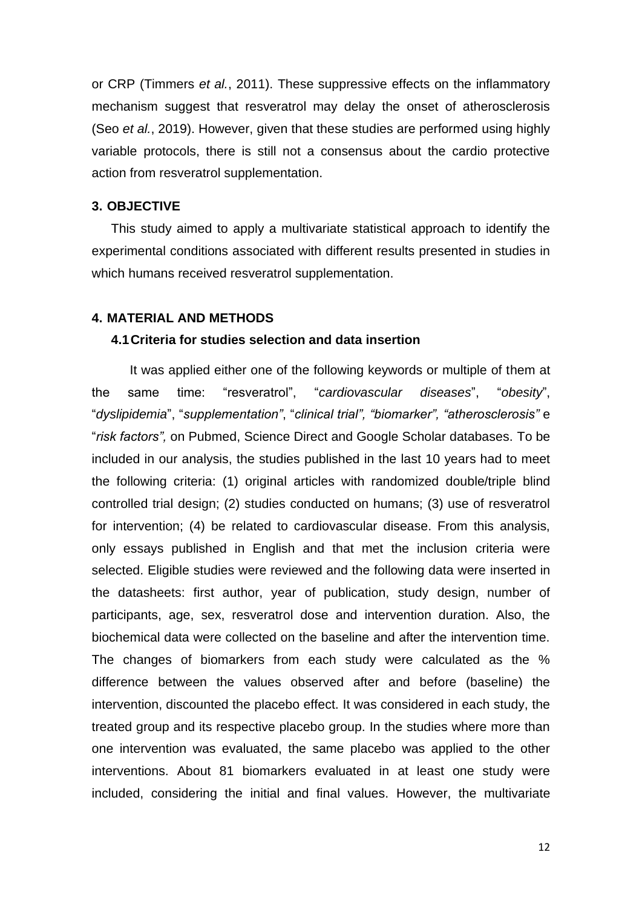or CRP (Timmers *et al.*, 2011). These suppressive effects on the inflammatory mechanism suggest that resveratrol may delay the onset of atherosclerosis (Seo *et al.*, 2019). However, given that these studies are performed using highly variable protocols, there is still not a consensus about the cardio protective action from resveratrol supplementation.

## 3. OBJECTIVE

This study aimed to apply a multivariate statistical approach to identify the experimental conditions associated with different results presented in studies in which humans received resveratrol supplementation.

## 4. MATERIAL AND METHODS

### 4.1 Criteria for studies selection and data insertion

It was applied either one of the following keywords or multiple of them at the same time: "resveratrol", "*cardiovascular diseases*", "*obesity*", "*dyslipidemia*", "*supplementation"*, "*clinical trial", "biomarker", "atherosclerosis"* e "*risk factors",* on Pubmed, Science Direct and Google Scholar databases. To be included in our analysis, the studies published in the last 10 years had to meet the following criteria: (1) original articles with randomized double/triple blind controlled trial design; (2) studies conducted on humans; (3) use of resveratrol for intervention; (4) be related to cardiovascular disease. From this analysis, only essays published in English and that met the inclusion criteria were selected. Eligible studies were reviewed and the following data were inserted in the datasheets: first author, year of publication, study design, number of participants, age, sex, resveratrol dose and intervention duration. Also, the biochemical data were collected on the baseline and after the intervention time. The changes of biomarkers from each study were calculated as the % difference between the values observed after and before (baseline) the intervention, discounted the placebo effect. It was considered in each study, the treated group and its respective placebo group. In the studies where more than one intervention was evaluated, the same placebo was applied to the other interventions. About 81 biomarkers evaluated in at least one study were included, considering the initial and final values. However, the multivariate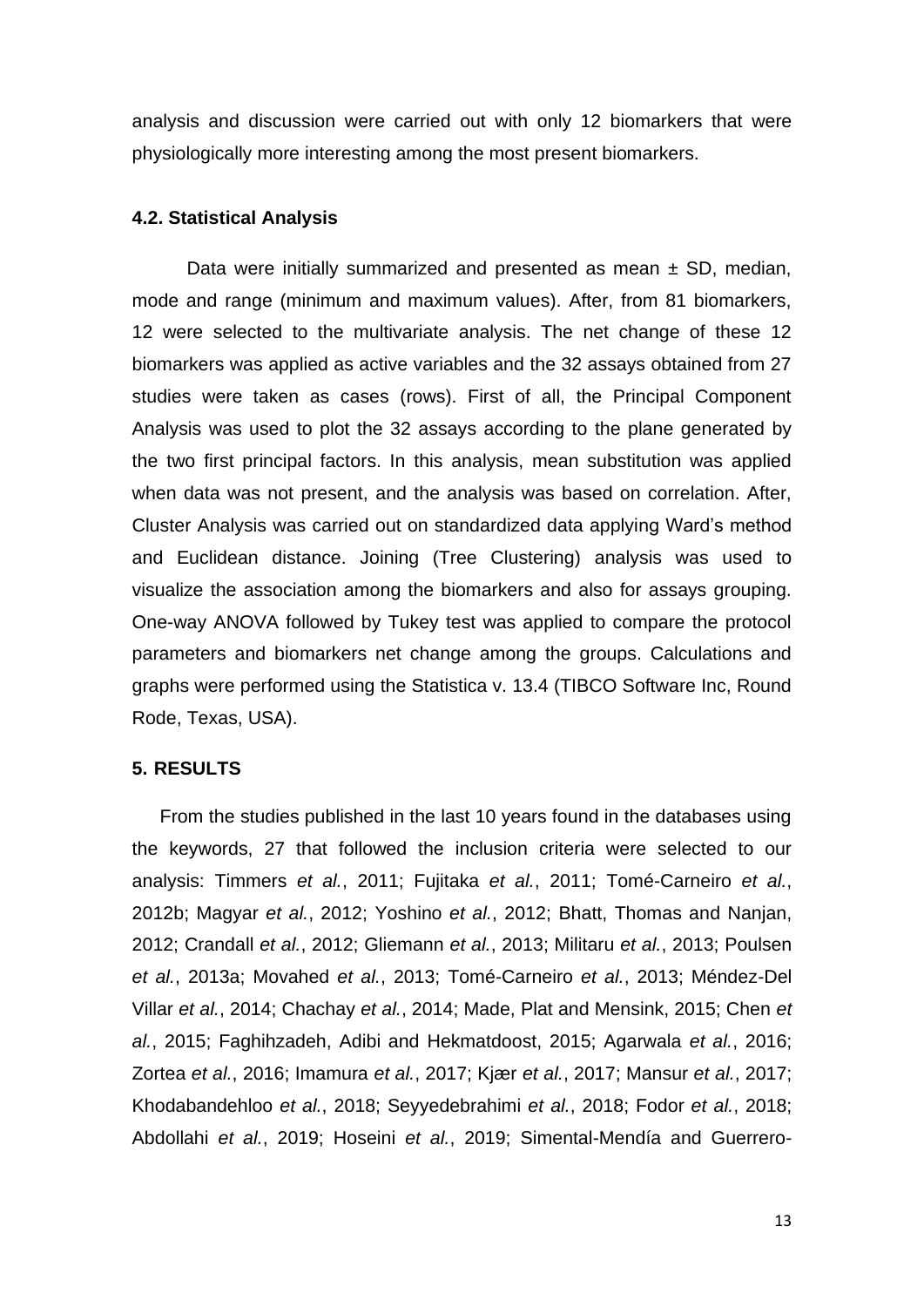analysis and discussion were carried out with only 12 biomarkers that were physiologically more interesting among the most present biomarkers.

### 4.2. Statistical Analysis

Data were initially summarized and presented as mean ± SD, median, mode and range (minimum and maximum values). After, from 81 biomarkers, 12 were selected to the multivariate analysis. The net change of these 12 biomarkers was applied as active variables and the 32 assays obtained from 27 studies were taken as cases (rows). First of all, the Principal Component Analysis was used to plot the 32 assays according to the plane generated by the two first principal factors. In this analysis, mean substitution was applied when data was not present, and the analysis was based on correlation. After, Cluster Analysis was carried out on standardized data applying Ward's method and Euclidean distance. Joining (Tree Clustering) analysis was used to visualize the association among the biomarkers and also for assays grouping. One-way ANOVA followed by Tukey test was applied to compare the protocol parameters and biomarkers net change among the groups. Calculations and graphs were performed using the Statistica v. 13.4 (TIBCO Software Inc, Round Rode, Texas, USA).

## 5. RESULTS

From the studies published in the last 10 years found in the databases using the keywords, 27 that followed the inclusion criteria were selected to our analysis: Timmers *et al.*, 2011; Fujitaka *et al.*, 2011; Tomé-Carneiro *et al.*, 2012b; Magyar *et al.*, 2012; Yoshino *et al.*, 2012; Bhatt, Thomas and Nanjan, 2012; Crandall *et al.*, 2012; Gliemann *et al.*, 2013; Militaru *et al.*, 2013; Poulsen *et al.*, 2013a; Movahed *et al.*, 2013; Tomé-Carneiro *et al.*, 2013; Méndez-Del Villar *et al.*, 2014; Chachay *et al.*, 2014; Made, Plat and Mensink, 2015; Chen *et al.*, 2015; Faghihzadeh, Adibi and Hekmatdoost, 2015; Agarwala *et al.*, 2016; Zortea *et al.*, 2016; Imamura *et al.*, 2017; Kjær *et al.*, 2017; Mansur *et al.*, 2017; Khodabandehloo *et al.*, 2018; Seyyedebrahimi *et al.*, 2018; Fodor *et al.*, 2018; Abdollahi *et al.*, 2019; Hoseini *et al.*, 2019; Simental-Mendía and Guerrero-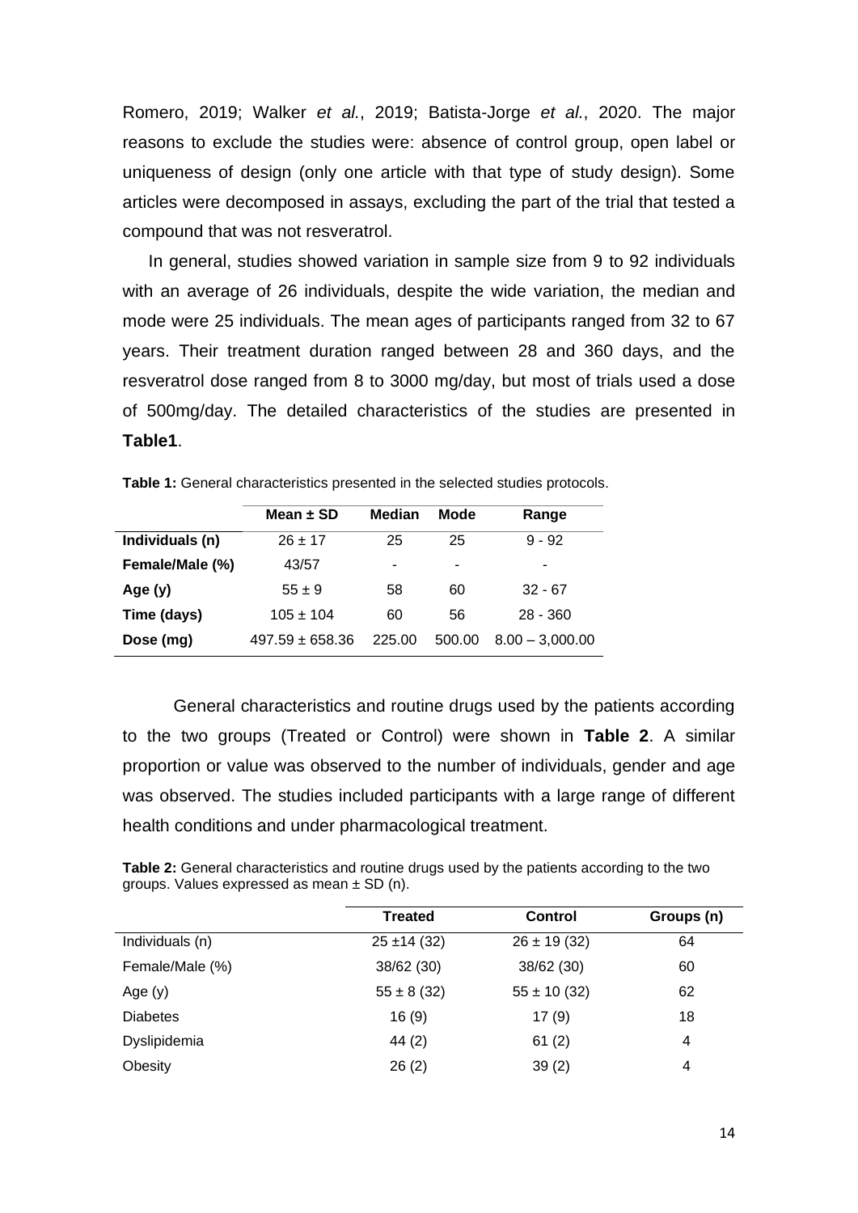Romero, 2019; Walker *et al.*, 2019; Batista-Jorge *et al.*, 2020. The major reasons to exclude the studies were: absence of control group, open label or uniqueness of design (only one article with that type of study design). Some articles were decomposed in assays, excluding the part of the trial that tested a compound that was not resveratrol.

In general, studies showed variation in sample size from 9 to 92 individuals with an average of 26 individuals, despite the wide variation, the median and mode were 25 individuals. The mean ages of participants ranged from 32 to 67 years. Their treatment duration ranged between 28 and 360 days, and the resveratrol dose ranged from 8 to 3000 mg/day, but most of trials used a dose of 500mg/day. The detailed characteristics of the studies are presented in **Table1**.

**Table 1:** General characteristics presented in the selected studies protocols.

| | Mean ± SD | Median | Mode | Range |
|---|---|---|---|---|
| **Individuals (n)** | 26 ± 17 | 25 | 25 | 9 - 92 |
| **Female/Male (%)** | 43/57 | - | - | - |
| **Age (y)** | 55 ± 9 | 58 | 60 | 32 - 67 |
| **Time (days)** | 105 ± 104 | 60 | 56 | 28 - 360 |
| **Dose (mg)** | 497.59 ± 658.36 | 225.00 | 500.00 | 8.00 – 3,000.00 |

General characteristics and routine drugs used by the patients according to the two groups (Treated or Control) were shown in **Table 2**. A similar proportion or value was observed to the number of individuals, gender and age was observed. The studies included participants with a large range of different health conditions and under pharmacological treatment.

**Table 2:** General characteristics and routine drugs used by the patients according to the two groups. Values expressed as mean ± SD (n).

| | Treated | Control | Groups (n) |
|---|---|---|---|
| Individuals (n) | 25 ±14 (32) | 26 ± 19 (32) | 64 |
| Female/Male (%) | 38/62 (30) | 38/62 (30) | 60 |
| Age (y) | 55 ± 8 (32) | 55 ± 10 (32) | 62 |
| Diabetes | 16 (9) | 17 (9) | 18 |
| Dyslipidemia | 44 (2) | 61 (2) | 4 |
| Obesity | 26 (2) | 39 (2) | 4 |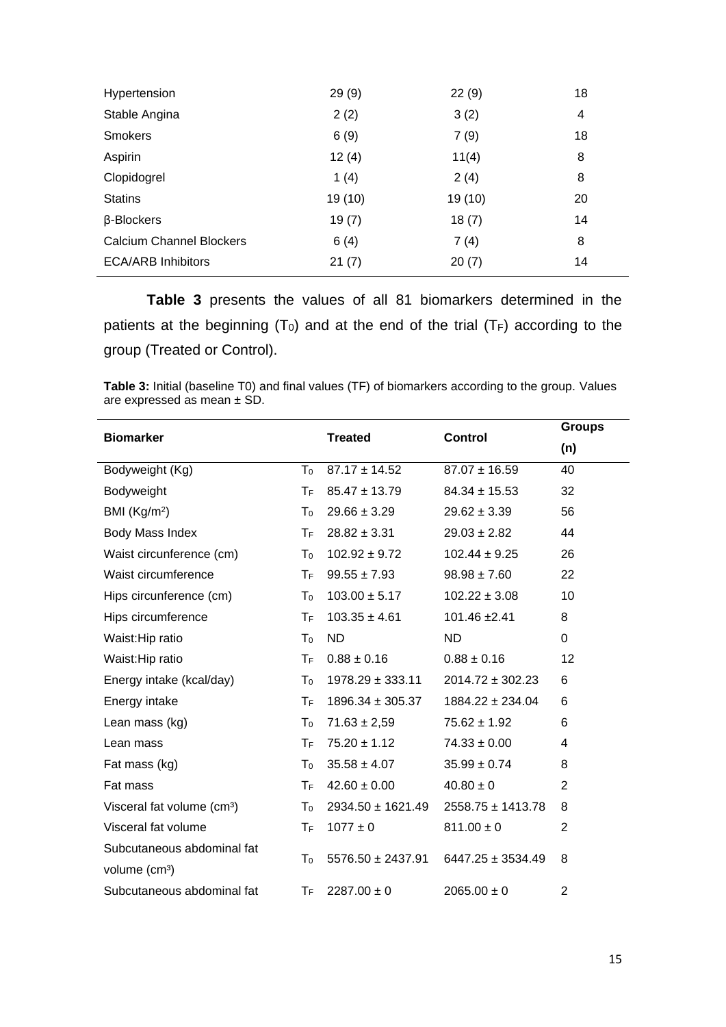| | | | |
|---|---|---|---|
| Hypertension | 29 (9) | 22 (9) | 18 |
| Stable Angina | 2 (2) | 3 (2) | 4 |
| Smokers | 6 (9) | 7 (9) | 18 |
| Aspirin | 12 (4) | 11(4) | 8 |
| Clopidogrel | 1 (4) | 2 (4) | 8 |
| Statins | 19 (10) | 19 (10) | 20 |
| β-Blockers | 19 (7) | 18 (7) | 14 |
| Calcium Channel Blockers | 6 (4) | 7 (4) | 8 |
| ECA/ARB Inhibitors | 21 (7) | 20 (7) | 14 |

**Table 3** presents the values of all 81 biomarkers determined in the patients at the beginning ($T_0$) and at the end of the trial ($T_F$) according to the group (Treated or Control).

**Table 3:** Initial (baseline T0) and final values (TF) of biomarkers according to the group. Values are expressed as mean ± SD.

| Biomarker | | Treated | Control | Groups (n) |
|---|---|---|---|---|
| Bodyweight (Kg) | $T_0$ | 87.17 ± 14.52 | 87.07 ± 16.59 | 40 |
| Bodyweight | $T_F$ | 85.47 ± 13.79 | 84.34 ± 15.53 | 32 |
| BMI (Kg/m²) | $T_0$ | 29.66 ± 3.29 | 29.62 ± 3.39 | 56 |
| Body Mass Index | $T_F$ | 28.82 ± 3.31 | 29.03 ± 2.82 | 44 |
| Waist circunference (cm) | $T_0$ | 102.92 ± 9.72 | 102.44 ± 9.25 | 26 |
| Waist circumference | $T_F$ | 99.55 ± 7.93 | 98.98 ± 7.60 | 22 |
| Hips circunference (cm) | $T_0$ | 103.00 ± 5.17 | 102.22 ± 3.08 | 10 |
| Hips circumference | $T_F$ | 103.35 ± 4.61 | 101.46 ±2.41 | 8 |
| Waist:Hip ratio | $T_0$ | ND | ND | 0 |
| Waist:Hip ratio | $T_F$ | 0.88 ± 0.16 | 0.88 ± 0.16 | 12 |
| Energy intake (kcal/day) | $T_0$ | 1978.29 ± 333.11 | 2014.72 ± 302.23 | 6 |
| Energy intake | $T_F$ | 1896.34 ± 305.37 | 1884.22 ± 234.04 | 6 |
| Lean mass (kg) | $T_0$ | 71.63 ± 2,59 | 75.62 ± 1.92 | 6 |
| Lean mass | $T_F$ | 75.20 ± 1.12 | 74.33 ± 0.00 | 4 |
| Fat mass (kg) | $T_0$ | 35.58 ± 4.07 | 35.99 ± 0.74 | 8 |
| Fat mass | $T_F$ | 42.60 ± 0.00 | 40.80 ± 0 | 2 |
| Visceral fat volume (cm³) | $T_0$ | 2934.50 ± 1621.49 | 2558.75 ± 1413.78 | 8 |
| Visceral fat volume | $T_F$ | 1077 ± 0 | 811.00 ± 0 | 2 |
| Subcutaneous abdominal fat volume (cm³) | $T_0$ | 5576.50 ± 2437.91 | 6447.25 ± 3534.49 | 8 |
| Subcutaneous abdominal fat | $T_F$ | 2287.00 ± 0 | 2065.00 ± 0 | 2 |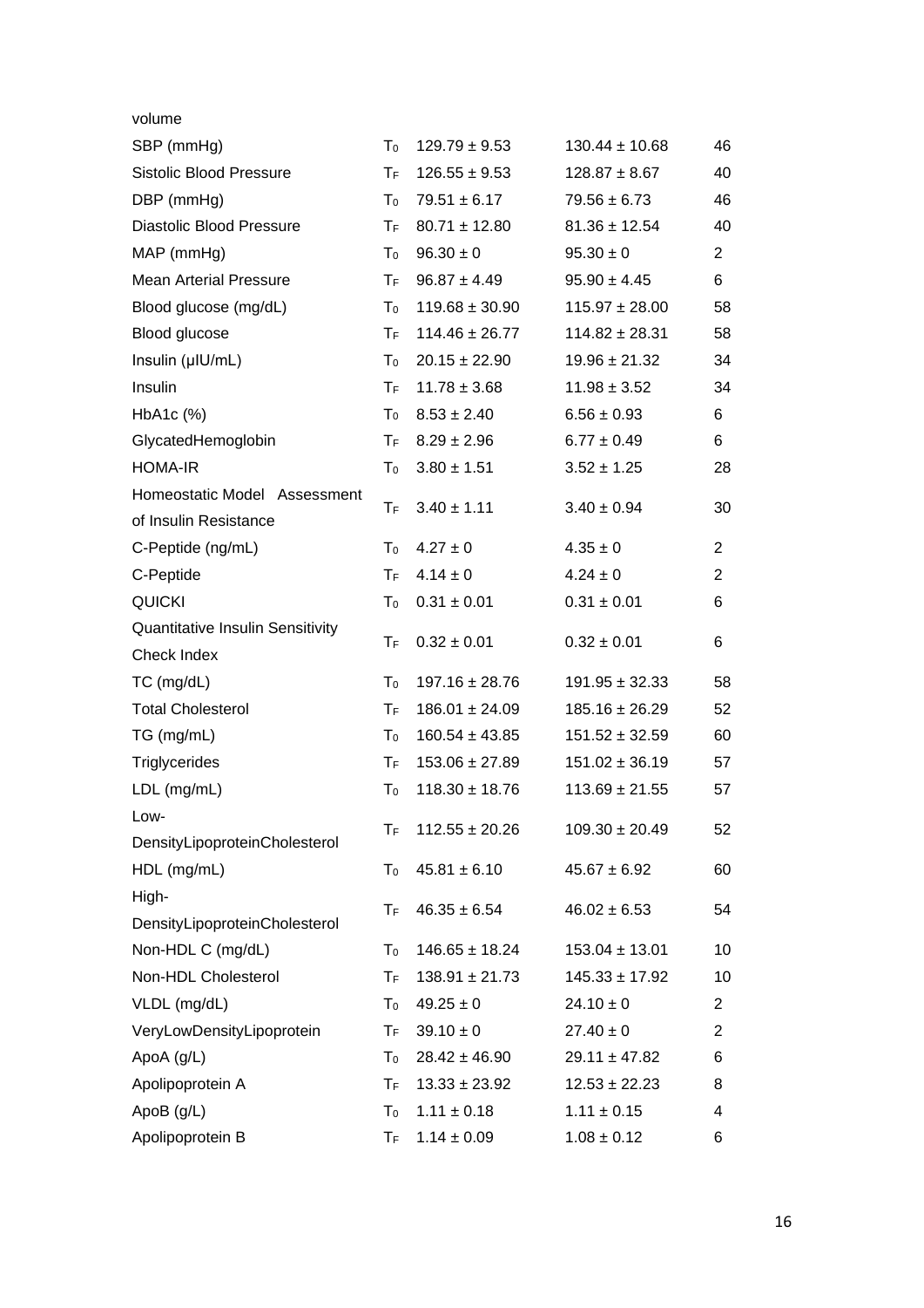| volume | | | | |
|---|---|---|---|---|
| SBP (mmHg) | $T_0$ | 129.79 ± 9.53 | 130.44 ± 10.68 | 46 |
| Sistolic Blood Pressure | $T_F$ | 126.55 ± 9.53 | 128.87 ± 8.67 | 40 |
| DBP (mmHg) | $T_0$ | 79.51 ± 6.17 | 79.56 ± 6.73 | 46 |
| Diastolic Blood Pressure | $T_F$ | 80.71 ± 12.80 | 81.36 ± 12.54 | 40 |
| MAP (mmHg) | $T_0$ | 96.30 ± 0 | 95.30 ± 0 | 2 |
| Mean Arterial Pressure | $T_F$ | 96.87 ± 4.49 | 95.90 ± 4.45 | 6 |
| Blood glucose (mg/dL) | $T_0$ | 119.68 ± 30.90 | 115.97 ± 28.00 | 58 |
| Blood glucose | $T_F$ | 114.46 ± 26.77 | 114.82 ± 28.31 | 58 |
| Insulin (μIU/mL) | $T_0$ | 20.15 ± 22.90 | 19.96 ± 21.32 | 34 |
| Insulin | $T_F$ | 11.78 ± 3.68 | 11.98 ± 3.52 | 34 |
| HbA1c (%) | $T_0$ | 8.53 ± 2.40 | 6.56 ± 0.93 | 6 |
| GlycatedHemoglobin | $T_F$ | 8.29 ± 2.96 | 6.77 ± 0.49 | 6 |
| HOMA-IR | $T_0$ | 3.80 ± 1.51 | 3.52 ± 1.25 | 28 |
| Homeostatic Model Assessment of Insulin Resistance | $T_F$ | 3.40 ± 1.11 | 3.40 ± 0.94 | 30 |
| C-Peptide (ng/mL) | $T_0$ | 4.27 ± 0 | 4.35 ± 0 | 2 |
| C-Peptide | $T_F$ | 4.14 ± 0 | 4.24 ± 0 | 2 |
| QUICKI | $T_0$ | 0.31 ± 0.01 | 0.31 ± 0.01 | 6 |
| Quantitative Insulin Sensitivity Check Index | $T_F$ | 0.32 ± 0.01 | 0.32 ± 0.01 | 6 |
| TC (mg/dL) | $T_0$ | 197.16 ± 28.76 | 191.95 ± 32.33 | 58 |
| Total Cholesterol | $T_F$ | 186.01 ± 24.09 | 185.16 ± 26.29 | 52 |
| TG (mg/mL) | $T_0$ | 160.54 ± 43.85 | 151.52 ± 32.59 | 60 |
| Triglycerides | $T_F$ | 153.06 ± 27.89 | 151.02 ± 36.19 | 57 |
| LDL (mg/mL) | $T_0$ | 118.30 ± 18.76 | 113.69 ± 21.55 | 57 |
| Low-DensityLipoproteinCholesterol | $T_F$ | 112.55 ± 20.26 | 109.30 ± 20.49 | 52 |
| HDL (mg/mL) | $T_0$ | 45.81 ± 6.10 | 45.67 ± 6.92 | 60 |
| High-DensityLipoproteinCholesterol | $T_F$ | 46.35 ± 6.54 | 46.02 ± 6.53 | 54 |
| Non-HDL C (mg/dL) | $T_0$ | 146.65 ± 18.24 | 153.04 ± 13.01 | 10 |
| Non-HDL Cholesterol | $T_F$ | 138.91 ± 21.73 | 145.33 ± 17.92 | 10 |
| VLDL (mg/dL) | $T_0$ | 49.25 ± 0 | 24.10 ± 0 | 2 |
| VeryLowDensityLipoprotein | $T_F$ | 39.10 ± 0 | 27.40 ± 0 | 2 |
| ApoA (g/L) | $T_0$ | 28.42 ± 46.90 | 29.11 ± 47.82 | 6 |
| Apolipoprotein A | $T_F$ | 13.33 ± 23.92 | 12.53 ± 22.23 | 8 |
| ApoB (g/L) | $T_0$ | 1.11 ± 0.18 | 1.11 ± 0.15 | 4 |
| Apolipoprotein B | $T_F$ | 1.14 ± 0.09 | 1.08 ± 0.12 | 6 |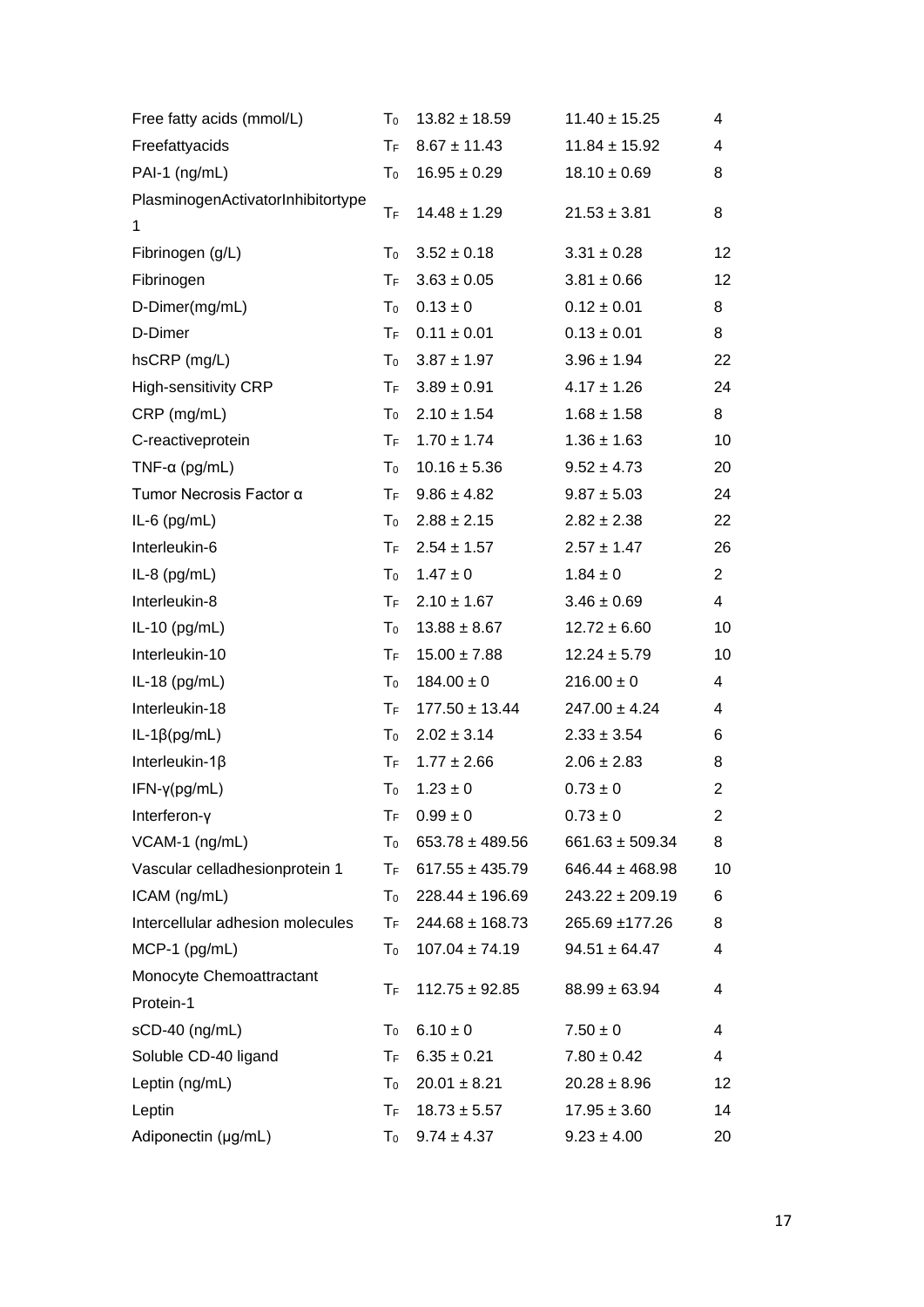| | | | | |
|---|---|---|---|---|
| Free fatty acids (mmol/L) | $T_0$ | 13.82 ± 18.59 | 11.40 ± 15.25 | 4 |
| Freefattyacids | $T_F$ | 8.67 ± 11.43 | 11.84 ± 15.92 | 4 |
| PAI-1 (ng/mL) | $T_0$ | 16.95 ± 0.29 | 18.10 ± 0.69 | 8 |
| PlasminogenActivatorInhibitortype 1 | $T_F$ | 14.48 ± 1.29 | 21.53 ± 3.81 | 8 |
| Fibrinogen (g/L) | $T_0$ | 3.52 ± 0.18 | 3.31 ± 0.28 | 12 |
| Fibrinogen | $T_F$ | 3.63 ± 0.05 | 3.81 ± 0.66 | 12 |
| D-Dimer(mg/mL) | $T_0$ | 0.13 ± 0 | 0.12 ± 0.01 | 8 |
| D-Dimer | $T_F$ | 0.11 ± 0.01 | 0.13 ± 0.01 | 8 |
| hsCRP (mg/L) | $T_0$ | 3.87 ± 1.97 | 3.96 ± 1.94 | 22 |
| High-sensitivity CRP | $T_F$ | 3.89 ± 0.91 | 4.17 ± 1.26 | 24 |
| CRP (mg/mL) | $T_0$ | 2.10 ± 1.54 | 1.68 ± 1.58 | 8 |
| C-reactiveprotein | $T_F$ | 1.70 ± 1.74 | 1.36 ± 1.63 | 10 |
| TNF-α (pg/mL) | $T_0$ | 10.16 ± 5.36 | 9.52 ± 4.73 | 20 |
| Tumor Necrosis Factor α | $T_F$ | 9.86 ± 4.82 | 9.87 ± 5.03 | 24 |
| IL-6 (pg/mL) | $T_0$ | 2.88 ± 2.15 | 2.82 ± 2.38 | 22 |
| Interleukin-6 | $T_F$ | 2.54 ± 1.57 | 2.57 ± 1.47 | 26 |
| IL-8 (pg/mL) | $T_0$ | 1.47 ± 0 | 1.84 ± 0 | 2 |
| Interleukin-8 | $T_F$ | 2.10 ± 1.67 | 3.46 ± 0.69 | 4 |
| IL-10 (pg/mL) | $T_0$ | 13.88 ± 8.67 | 12.72 ± 6.60 | 10 |
| Interleukin-10 | $T_F$ | 15.00 ± 7.88 | 12.24 ± 5.79 | 10 |
| IL-18 (pg/mL) | $T_0$ | 184.00 ± 0 | 216.00 ± 0 | 4 |
| Interleukin-18 | $T_F$ | 177.50 ± 13.44 | 247.00 ± 4.24 | 4 |
| IL-1β(pg/mL) | $T_0$ | 2.02 ± 3.14 | 2.33 ± 3.54 | 6 |
| Interleukin-1β | $T_F$ | 1.77 ± 2.66 | 2.06 ± 2.83 | 8 |
| IFN-γ(pg/mL) | $T_0$ | 1.23 ± 0 | 0.73 ± 0 | 2 |
| Interferon-γ | $T_F$ | 0.99 ± 0 | 0.73 ± 0 | 2 |
| VCAM-1 (ng/mL) | $T_0$ | 653.78 ± 489.56 | 661.63 ± 509.34 | 8 |
| Vascular celladhesionprotein 1 | $T_F$ | 617.55 ± 435.79 | 646.44 ± 468.98 | 10 |
| ICAM (ng/mL) | $T_0$ | 228.44 ± 196.69 | 243.22 ± 209.19 | 6 |
| Intercellular adhesion molecules | $T_F$ | 244.68 ± 168.73 | 265.69 ±177.26 | 8 |
| MCP-1 (pg/mL) | $T_0$ | 107.04 ± 74.19 | 94.51 ± 64.47 | 4 |
| Monocyte Chemoattractant Protein-1 | $T_F$ | 112.75 ± 92.85 | 88.99 ± 63.94 | 4 |
| sCD-40 (ng/mL) | $T_0$ | 6.10 ± 0 | 7.50 ± 0 | 4 |
| Soluble CD-40 ligand | $T_F$ | 6.35 ± 0.21 | 7.80 ± 0.42 | 4 |
| Leptin (ng/mL) | $T_0$ | 20.01 ± 8.21 | 20.28 ± 8.96 | 12 |
| Leptin | $T_F$ | 18.73 ± 5.57 | 17.95 ± 3.60 | 14 |
| Adiponectin (μg/mL) | $T_0$ | 9.74 ± 4.37 | 9.23 ± 4.00 | 20 |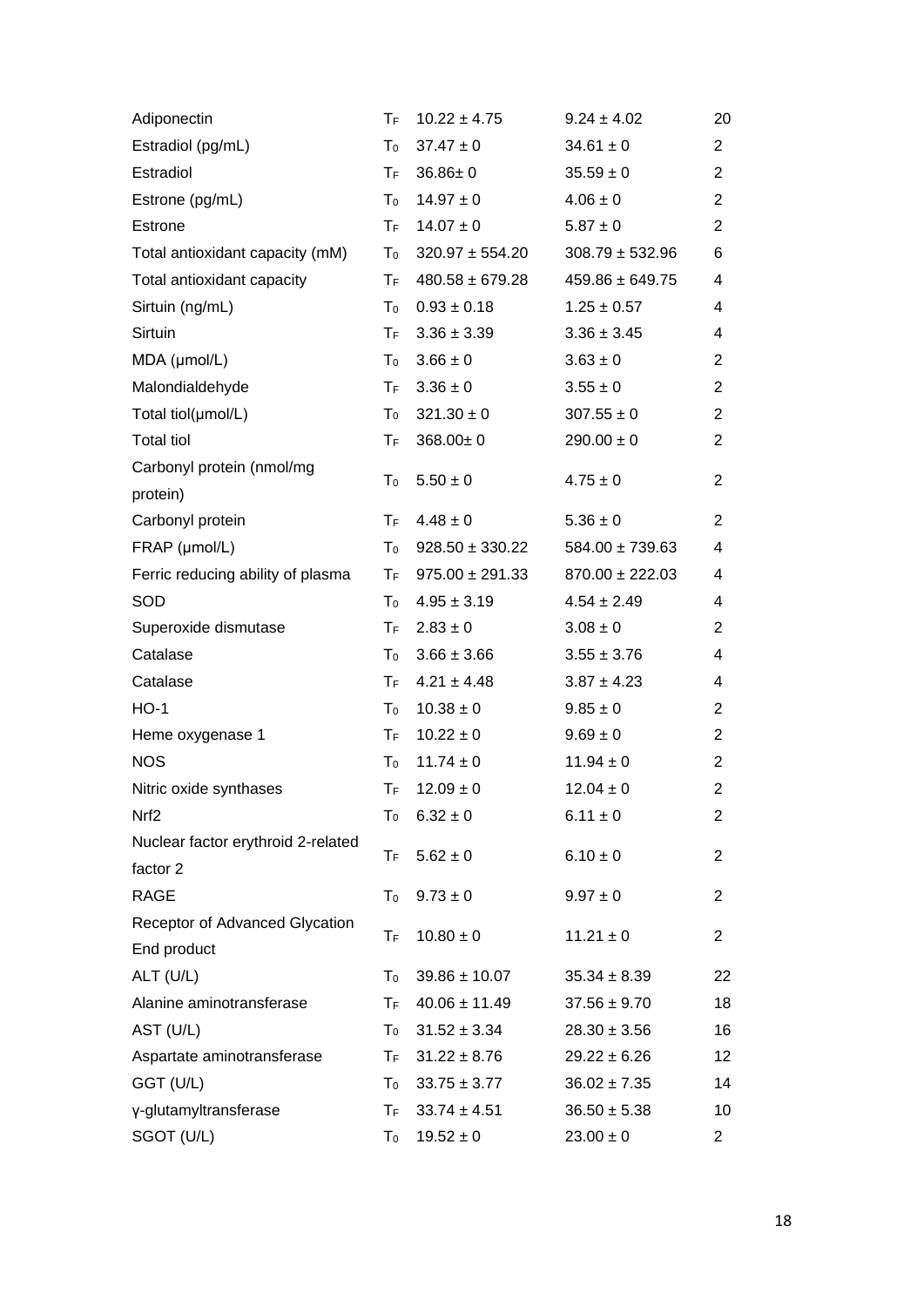| | | | | |
|---|---|---|---|---|
| Adiponectin | $T_F$ | 10.22 ± 4.75 | 9.24 ± 4.02 | 20 |
| Estradiol (pg/mL) | $T_0$ | 37.47 ± 0 | 34.61 ± 0 | 2 |
| Estradiol | $T_F$ | 36.86± 0 | 35.59 ± 0 | 2 |
| Estrone (pg/mL) | $T_0$ | 14.97 ± 0 | 4.06 ± 0 | 2 |
| Estrone | $T_F$ | 14.07 ± 0 | 5.87 ± 0 | 2 |
| Total antioxidant capacity (mM) | $T_0$ | 320.97 ± 554.20 | 308.79 ± 532.96 | 6 |
| Total antioxidant capacity | $T_F$ | 480.58 ± 679.28 | 459.86 ± 649.75 | 4 |
| Sirtuin (ng/mL) | $T_0$ | 0.93 ± 0.18 | 1.25 ± 0.57 | 4 |
| Sirtuin | $T_F$ | 3.36 ± 3.39 | 3.36 ± 3.45 | 4 |
| MDA (µmol/L) | $T_0$ | 3.66 ± 0 | 3.63 ± 0 | 2 |
| Malondialdehyde | $T_F$ | 3.36 ± 0 | 3.55 ± 0 | 2 |
| Total tiol(µmol/L) | $T_0$ | 321.30 ± 0 | 307.55 ± 0 | 2 |
| Total tiol | $T_F$ | 368.00± 0 | 290.00 ± 0 | 2 |
| Carbonyl protein (nmol/mg protein) | $T_0$ | 5.50 ± 0 | 4.75 ± 0 | 2 |
| Carbonyl protein | $T_F$ | 4.48 ± 0 | 5.36 ± 0 | 2 |
| FRAP (µmol/L) | $T_0$ | 928.50 ± 330.22 | 584.00 ± 739.63 | 4 |
| Ferric reducing ability of plasma | $T_F$ | 975.00 ± 291.33 | 870.00 ± 222.03 | 4 |
| SOD | $T_0$ | 4.95 ± 3.19 | 4.54 ± 2.49 | 4 |
| Superoxide dismutase | $T_F$ | 2.83 ± 0 | 3.08 ± 0 | 2 |
| Catalase | $T_0$ | 3.66 ± 3.66 | 3.55 ± 3.76 | 4 |
| Catalase | $T_F$ | 4.21 ± 4.48 | 3.87 ± 4.23 | 4 |
| HO-1 | $T_0$ | 10.38 ± 0 | 9.85 ± 0 | 2 |
| Heme oxygenase 1 | $T_F$ | 10.22 ± 0 | 9.69 ± 0 | 2 |
| NOS | $T_0$ | 11.74 ± 0 | 11.94 ± 0 | 2 |
| Nitric oxide synthases | $T_F$ | 12.09 ± 0 | 12.04 ± 0 | 2 |
| Nrf2 | $T_0$ | 6.32 ± 0 | 6.11 ± 0 | 2 |
| Nuclear factor erythroid 2-related factor 2 | $T_F$ | 5.62 ± 0 | 6.10 ± 0 | 2 |
| RAGE | $T_0$ | 9.73 ± 0 | 9.97 ± 0 | 2 |
| Receptor of Advanced Glycation End product | $T_F$ | 10.80 ± 0 | 11.21 ± 0 | 2 |
| ALT (U/L) | $T_0$ | 39.86 ± 10.07 | 35.34 ± 8.39 | 22 |
| Alanine aminotransferase | $T_F$ | 40.06 ± 11.49 | 37.56 ± 9.70 | 18 |
| AST (U/L) | $T_0$ | 31.52 ± 3.34 | 28.30 ± 3.56 | 16 |
| Aspartate aminotransferase | $T_F$ | 31.22 ± 8.76 | 29.22 ± 6.26 | 12 |
| GGT (U/L) | $T_0$ | 33.75 ± 3.77 | 36.02 ± 7.35 | 14 |
| γ-glutamyltransferase | $T_F$ | 33.74 ± 4.51 | 36.50 ± 5.38 | 10 |
| SGOT (U/L) | $T_0$ | 19.52 ± 0 | 23.00 ± 0 | 2 |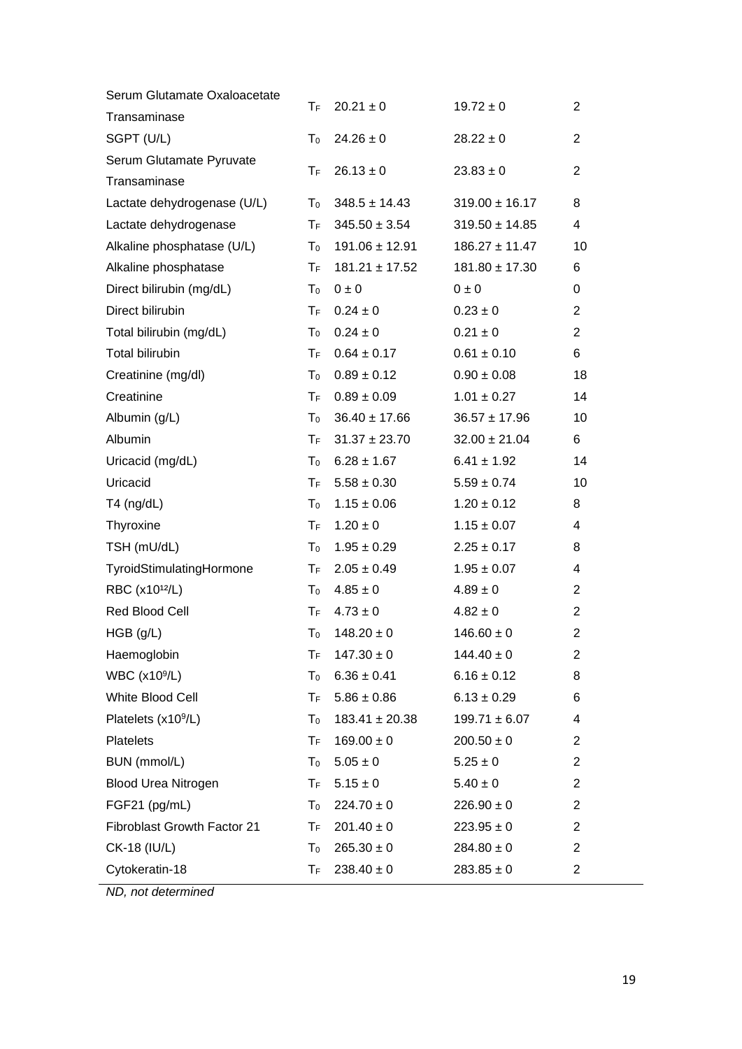| | | | | |
|---|---|---|---|---|
| Serum Glutamate Oxaloacetate Transaminase | $T_F$ | 20.21 ± 0 | 19.72 ± 0 | 2 |
| SGPT (U/L) | $T_0$ | 24.26 ± 0 | 28.22 ± 0 | 2 |
| Serum Glutamate Pyruvate Transaminase | $T_F$ | 26.13 ± 0 | 23.83 ± 0 | 2 |
| Lactate dehydrogenase (U/L) | $T_0$ | 348.5 ± 14.43 | 319.00 ± 16.17 | 8 |
| Lactate dehydrogenase | $T_F$ | 345.50 ± 3.54 | 319.50 ± 14.85 | 4 |
| Alkaline phosphatase (U/L) | $T_0$ | 191.06 ± 12.91 | 186.27 ± 11.47 | 10 |
| Alkaline phosphatase | $T_F$ | 181.21 ± 17.52 | 181.80 ± 17.30 | 6 |
| Direct bilirubin (mg/dL) | $T_0$ | 0 ± 0 | 0 ± 0 | 0 |
| Direct bilirubin | $T_F$ | 0.24 ± 0 | 0.23 ± 0 | 2 |
| Total bilirubin (mg/dL) | $T_0$ | 0.24 ± 0 | 0.21 ± 0 | 2 |
| Total bilirubin | $T_F$ | 0.64 ± 0.17 | 0.61 ± 0.10 | 6 |
| Creatinine (mg/dl) | $T_0$ | 0.89 ± 0.12 | 0.90 ± 0.08 | 18 |
| Creatinine | $T_F$ | 0.89 ± 0.09 | 1.01 ± 0.27 | 14 |
| Albumin (g/L) | $T_0$ | 36.40 ± 17.66 | 36.57 ± 17.96 | 10 |
| Albumin | $T_F$ | 31.37 ± 23.70 | 32.00 ± 21.04 | 6 |
| Uricacid (mg/dL) | $T_0$ | 6.28 ± 1.67 | 6.41 ± 1.92 | 14 |
| Uricacid | $T_F$ | 5.58 ± 0.30 | 5.59 ± 0.74 | 10 |
| T4 (ng/dL) | $T_0$ | 1.15 ± 0.06 | 1.20 ± 0.12 | 8 |
| Thyroxine | $T_F$ | 1.20 ± 0 | 1.15 ± 0.07 | 4 |
| TSH (mU/dL) | $T_0$ | 1.95 ± 0.29 | 2.25 ± 0.17 | 8 |
| TyroidStimulatingHormone | $T_F$ | 2.05 ± 0.49 | 1.95 ± 0.07 | 4 |
| RBC ($x10^{12}$/L) | $T_0$ | 4.85 ± 0 | 4.89 ± 0 | 2 |
| Red Blood Cell | $T_F$ | 4.73 ± 0 | 4.82 ± 0 | 2 |
| HGB (g/L) | $T_0$ | 148.20 ± 0 | 146.60 ± 0 | 2 |
| Haemoglobin | $T_F$ | 147.30 ± 0 | 144.40 ± 0 | 2 |
| WBC ($x10^{9}$/L) | $T_0$ | 6.36 ± 0.41 | 6.16 ± 0.12 | 8 |
| White Blood Cell | $T_F$ | 5.86 ± 0.86 | 6.13 ± 0.29 | 6 |
| Platelets ($x10^{9}$/L) | $T_0$ | 183.41 ± 20.38 | 199.71 ± 6.07 | 4 |
| Platelets | $T_F$ | 169.00 ± 0 | 200.50 ± 0 | 2 |
| BUN (mmol/L) | $T_0$ | 5.05 ± 0 | 5.25 ± 0 | 2 |
| Blood Urea Nitrogen | $T_F$ | 5.15 ± 0 | 5.40 ± 0 | 2 |
| FGF21 (pg/mL) | $T_0$ | 224.70 ± 0 | 226.90 ± 0 | 2 |
| Fibroblast Growth Factor 21 | $T_F$ | 201.40 ± 0 | 223.95 ± 0 | 2 |
| CK-18 (IU/L) | $T_0$ | 265.30 ± 0 | 284.80 ± 0 | 2 |
| Cytokeratin-18 | $T_F$ | 238.40 ± 0 | 283.85 ± 0 | 2 |

*ND, not determined*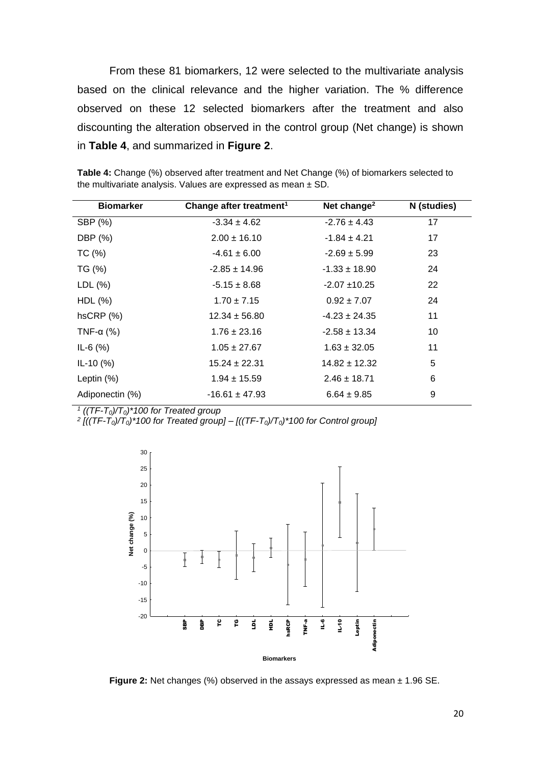From these 81 biomarkers, 12 were selected to the multivariate analysis based on the clinical relevance and the higher variation. The % difference observed on these 12 selected biomarkers after the treatment and also discounting the alteration observed in the control group (Net change) is shown in **Table 4**, and summarized in **Figure 2**.

**Table 4:** Change (%) observed after treatment and Net Change (%) of biomarkers selected to the multivariate analysis. Values are expressed as mean ± SD.

| Biomarker | Change after treatment[1] | Net change[2] | N (studies) |
|---|---|---|---|
| SBP (%) | -3.34 ± 4.62 | -2.76 ± 4.43 | 17 |
| DBP (%) | 2.00 ± 16.10 | -1.84 ± 4.21 | 17 |
| TC (%) | -4.61 ± 6.00 | -2.69 ± 5.99 | 23 |
| TG (%) | -2.85 ± 14.96 | -1.33 ± 18.90 | 24 |
| LDL (%) | -5.15 ± 8.68 | -2.07 ±10.25 | 22 |
| HDL (%) | 1.70 ± 7.15 | 0.92 ± 7.07 | 24 |
| hsCRP (%) | 12.34 ± 56.80 | -4.23 ± 24.35 | 11 |
| TNF-α (%) | 1.76 ± 23.16 | -2.58 ± 13.34 | 10 |
| IL-6 (%) | 1.05 ± 27.67 | 1.63 ± 32.05 | 11 |
| IL-10 (%) | 15.24 ± 22.31 | 14.82 ± 12.32 | 5 |
| Leptin (%) | 1.94 ± 15.59 | 2.46 ± 18.71 | 6 |
| Adiponectin (%) | -16.61 ± 47.93 | 6.64 ± 9.85 | 9 |

[1] *$((TF-T_0)/T_0)*100$ for Treated group*

[2] *$[((TF-T_0)/T_0)*100$ for Treated group$]$ – $[((TF-T_0)/T_0)*100$ for Control group$]$*

**Figure 2:** Net changes (%) observed in the assays expressed as mean ± 1.96 SE.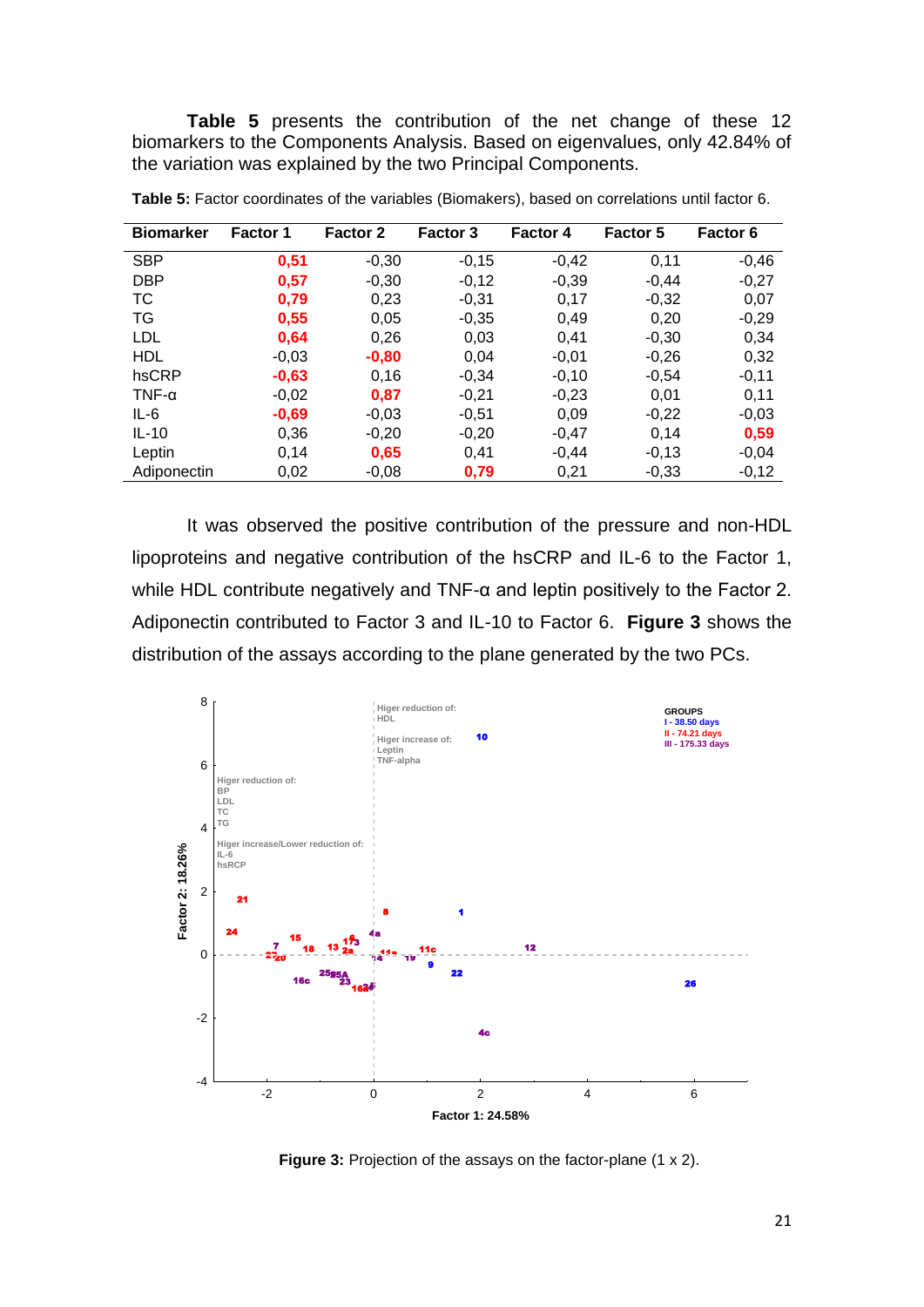**Table 5** presents the contribution of the net change of these 12 biomarkers to the Components Analysis. Based on eigenvalues, only 42.84% of the variation was explained by the two Principal Components.

**Table 5:** Factor coordinates of the variables (Biomakers), based on correlations until factor 6.

| Biomarker | Factor 1 | Factor 2 | Factor 3 | Factor 4 | Factor 5 | Factor 6 |
|---|---|---|---|---|---|---|
| SBP | **0,51** | -0,30 | -0,15 | -0,42 | 0,11 | -0,46 |
| DBP | **0,57** | -0,30 | -0,12 | -0,39 | -0,44 | -0,27 |
| TC | **0,79** | 0,23 | -0,31 | 0,17 | -0,32 | 0,07 |
| TG | **0,55** | 0,05 | -0,35 | 0,49 | 0,20 | -0,29 |
| LDL | **0,64** | 0,26 | 0,03 | 0,41 | -0,30 | 0,34 |
| HDL | -0,03 | **-0,80** | 0,04 | -0,01 | -0,26 | 0,32 |
| hsCRP | **-0,63** | 0,16 | -0,34 | -0,10 | -0,54 | -0,11 |
| TNF-α | -0,02 | **0,87** | -0,21 | -0,23 | 0,01 | 0,11 |
| IL-6 | **-0,69** | -0,03 | -0,51 | 0,09 | -0,22 | -0,03 |
| IL-10 | 0,36 | -0,20 | -0,20 | -0,47 | 0,14 | **0,59** |
| Leptin | 0,14 | **0,65** | 0,41 | -0,44 | -0,13 | -0,04 |
| Adiponectin | 0,02 | -0,08 | **0,79** | 0,21 | -0,33 | -0,12 |

It was observed the positive contribution of the pressure and non-HDL lipoproteins and negative contribution of the hsCRP and IL-6 to the Factor 1, while HDL contribute negatively and TNF-α and leptin positively to the Factor 2. Adiponectin contributed to Factor 3 and IL-10 to Factor 6. **Figure 3** shows the distribution of the assays according to the plane generated by the two PCs.

**Figure 3:** Projection of the assays on the factor-plane (1 x 2).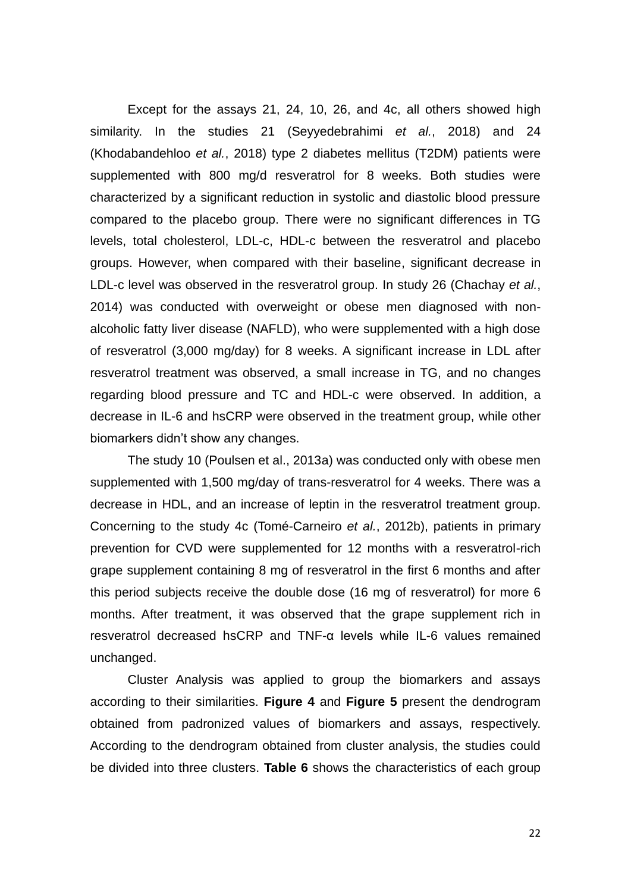Except for the assays 21, 24, 10, 26, and 4c, all others showed high similarity. In the studies 21 (Seyyedebrahimi *et al.*, 2018) and 24 (Khodabandehloo *et al.*, 2018) type 2 diabetes mellitus (T2DM) patients were supplemented with 800 mg/d resveratrol for 8 weeks. Both studies were characterized by a significant reduction in systolic and diastolic blood pressure compared to the placebo group. There were no significant differences in TG levels, total cholesterol, LDL-c, HDL-c between the resveratrol and placebo groups. However, when compared with their baseline, significant decrease in LDL-c level was observed in the resveratrol group. In study 26 (Chachay *et al.*, 2014) was conducted with overweight or obese men diagnosed with non-alcoholic fatty liver disease (NAFLD), who were supplemented with a high dose of resveratrol (3,000 mg/day) for 8 weeks. A significant increase in LDL after resveratrol treatment was observed, a small increase in TG, and no changes regarding blood pressure and TC and HDL-c were observed. In addition, a decrease in IL-6 and hsCRP were observed in the treatment group, while other biomarkers didn't show any changes.

The study 10 (Poulsen et al., 2013a) was conducted only with obese men supplemented with 1,500 mg/day of trans-resveratrol for 4 weeks. There was a decrease in HDL, and an increase of leptin in the resveratrol treatment group. Concerning to the study 4c (Tomé-Carneiro *et al.*, 2012b), patients in primary prevention for CVD were supplemented for 12 months with a resveratrol-rich grape supplement containing 8 mg of resveratrol in the first 6 months and after this period subjects receive the double dose (16 mg of resveratrol) for more 6 months. After treatment, it was observed that the grape supplement rich in resveratrol decreased hsCRP and TNF-α levels while IL-6 values remained unchanged.

Cluster Analysis was applied to group the biomarkers and assays according to their similarities. **Figure 4** and **Figure 5** present the dendrogram obtained from padronized values of biomarkers and assays, respectively. According to the dendrogram obtained from cluster analysis, the studies could be divided into three clusters. **Table 6** shows the characteristics of each group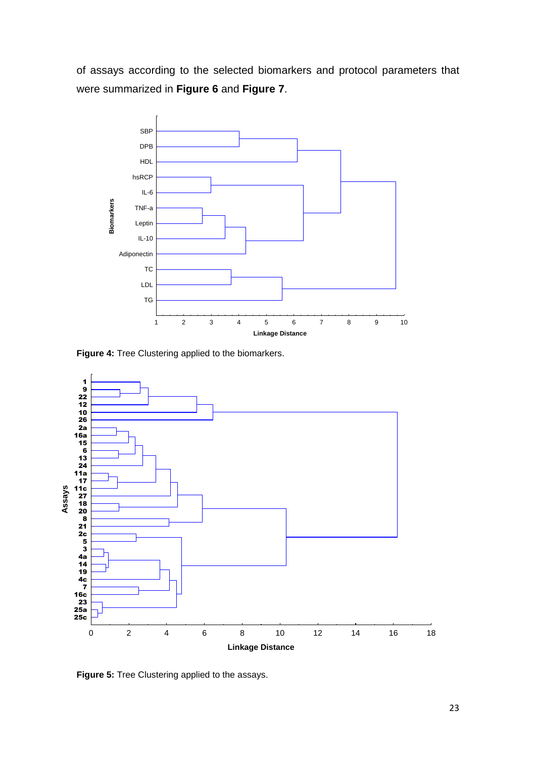of assays according to the selected biomarkers and protocol parameters that were summarized in **Figure 6** and **Figure 7**.

**Figure 4:** Tree Clustering applied to the biomarkers.

**Figure 5:** Tree Clustering applied to the assays.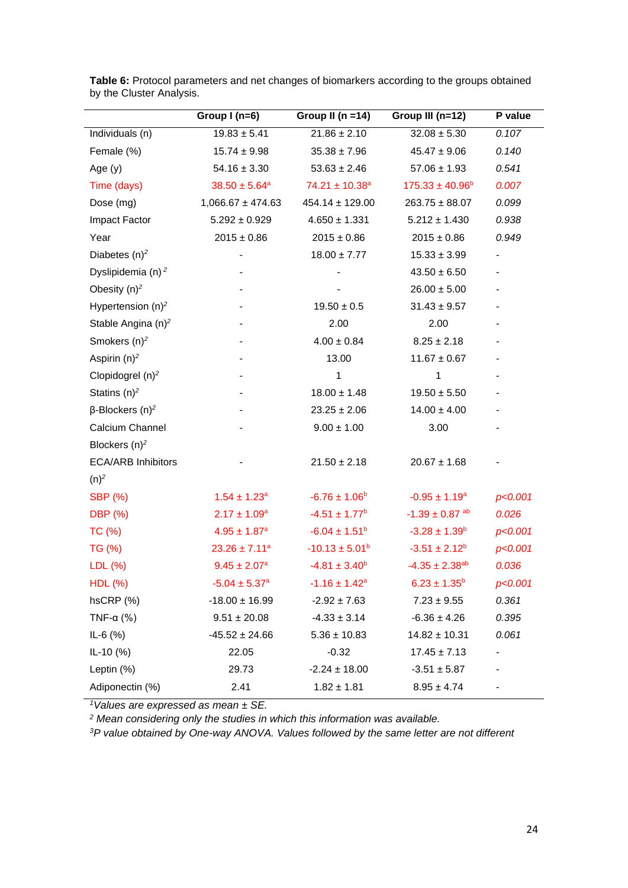**Table 6:** Protocol parameters and net changes of biomarkers according to the groups obtained by the Cluster Analysis.

| | Group I (n=6) | Group II (n =14) | Group III (n=12) | P value |
|---|---|---|---|---|
| Individuals (n) | 19.83 ± 5.41 | 21.86 ± 2.10 | 32.08 ± 5.30 | *0.107* |
| Female (%) | 15.74 ± 9.98 | 35.38 ± 7.96 | 45.47 ± 9.06 | *0.140* |
| Age (y) | 54.16 ± 3.30 | 53.63 ± 2.46 | 57.06 ± 1.93 | *0.541* |
| Time (days) | 38.50 ± 5.64[a] | 74.21 ± 10.38[a] | 175.33 ± 40.96[b] | *0.007* |
| Dose (mg) | 1,066.67 ± 474.63 | 454.14 ± 129.00 | 263.75 ± 88.07 | *0.099* |
| Impact Factor | 5.292 ± 0.929 | 4.650 ± 1.331 | 5.212 ± 1.430 | *0.938* |
| Year | 2015 ± 0.86 | 2015 ± 0.86 | 2015 ± 0.86 | *0.949* |
| Diabetes (n)[2] | - | 18.00 ± 7.77 | 15.33 ± 3.99 | - |
| Dyslipidemia (n)[2] | - | - | 43.50 ± 6.50 | - |
| Obesity (n)[2] | - | - | 26.00 ± 5.00 | - |
| Hypertension (n)[2] | - | 19.50 ± 0.5 | 31.43 ± 9.57 | - |
| Stable Angina (n)[2] | - | 2.00 | 2.00 | - |
| Smokers (n)[2] | - | 4.00 ± 0.84 | 8.25 ± 2.18 | - |
| Aspirin (n)[2] | - | 13.00 | 11.67 ± 0.67 | - |
| Clopidogrel (n)[2] | - | 1 | 1 | - |
| Statins (n)[2] | - | 18.00 ± 1.48 | 19.50 ± 5.50 | - |
| β-Blockers (n)[2] | - | 23.25 ± 2.06 | 14.00 ± 4.00 | - |
| Calcium Channel Blockers (n)[2] | - | 9.00 ± 1.00 | 3.00 | - |
| ECA/ARB Inhibitors (n)[2] | - | 21.50 ± 2.18 | 20.67 ± 1.68 | - |
| SBP (%) | 1.54 ± 1.23[a] | -6.76 ± 1.06[b] | -0.95 ± 1.19[a] | *p<0.001* |
| DBP (%) | 2.17 ± 1.09[a] | -4.51 ± 1.77[b] | -1.39 ± 0.87[ab] | *0.026* |
| TC (%) | 4.95 ± 1.87[a] | -6.04 ± 1.51[b] | -3.28 ± 1.39[b] | *p<0.001* |
| TG (%) | 23.26 ± 7.11[a] | -10.13 ± 5.01[b] | -3.51 ± 2.12[b] | *p<0.001* |
| LDL (%) | 9.45 ± 2.07[a] | -4.81 ± 3.40[b] | -4.35 ± 2.38[ab] | *0.036* |
| HDL (%) | -5.04 ± 5.37[a] | -1.16 ± 1.42[a] | 6.23 ± 1.35[b] | *p<0.001* |
| hsCRP (%) | -18.00 ± 16.99 | -2.92 ± 7.63 | 7.23 ± 9.55 | *0.361* |
| TNF-α (%) | 9.51 ± 20.08 | -4.33 ± 3.14 | -6.36 ± 4.26 | *0.395* |
| IL-6 (%) | -45.52 ± 24.66 | 5.36 ± 10.83 | 14.82 ± 10.31 | *0.061* |
| IL-10 (%) | 22.05 | -0.32 | 17.45 ± 7.13 | - |
| Leptin (%) | 29.73 | -2.24 ± 18.00 | -3.51 ± 5.87 | - |
| Adiponectin (%) | 2.41 | 1.82 ± 1.81 | 8.95 ± 4.74 | - |

[1]*Values are expressed as mean ± SE.*
[2] *Mean considering only the studies in which this information was available.*
[3]*P value obtained by One-way ANOVA. Values followed by the same letter are not different*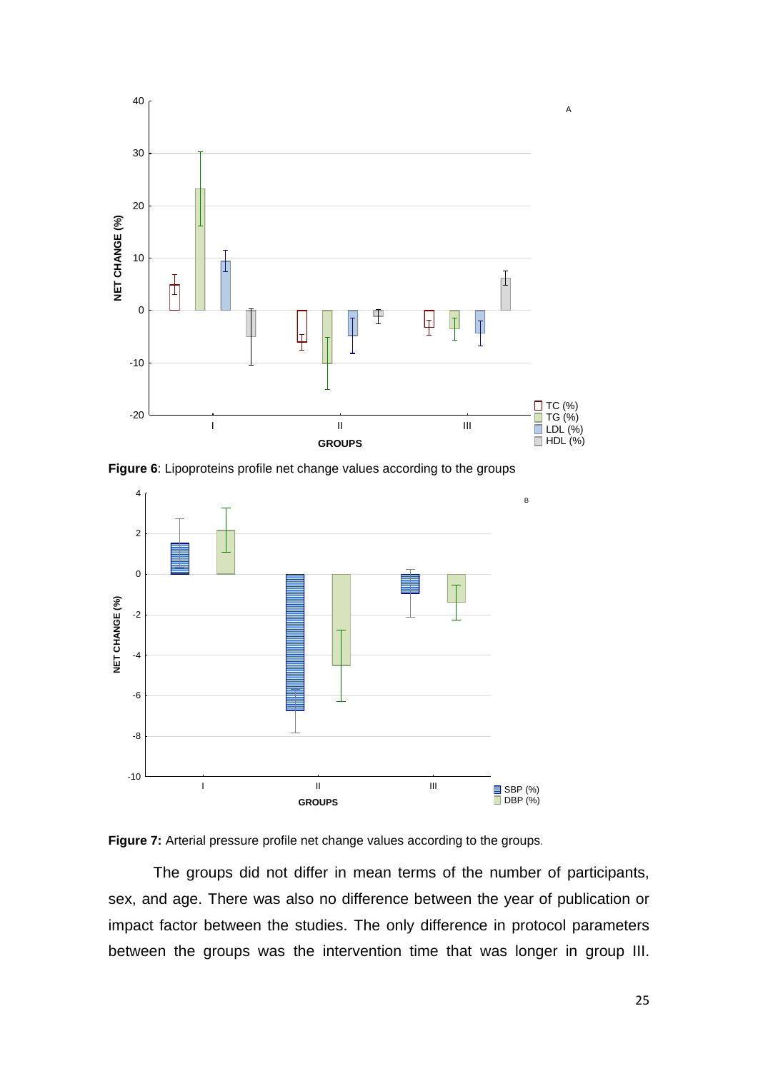**Figure 6**: Lipoproteins profile net change values according to the groups

**Figure 7:** Arterial pressure profile net change values according to the groups.

The groups did not differ in mean terms of the number of participants, sex, and age. There was also no difference between the year of publication or impact factor between the studies. The only difference in protocol parameters between the groups was the intervention time that was longer in group III.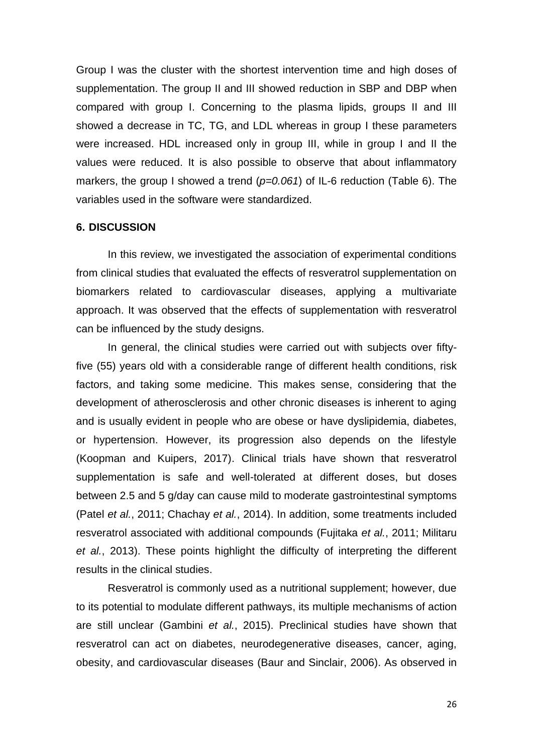Group I was the cluster with the shortest intervention time and high doses of supplementation. The group II and III showed reduction in SBP and DBP when compared with group I. Concerning to the plasma lipids, groups II and III showed a decrease in TC, TG, and LDL whereas in group I these parameters were increased. HDL increased only in group III, while in group I and II the values were reduced. It is also possible to observe that about inflammatory markers, the group I showed a trend (*p=0.061*) of IL-6 reduction (Table 6). The variables used in the software were standardized.

## 6. DISCUSSION

In this review, we investigated the association of experimental conditions from clinical studies that evaluated the effects of resveratrol supplementation on biomarkers related to cardiovascular diseases, applying a multivariate approach. It was observed that the effects of supplementation with resveratrol can be influenced by the study designs.

In general, the clinical studies were carried out with subjects over fifty-five (55) years old with a considerable range of different health conditions, risk factors, and taking some medicine. This makes sense, considering that the development of atherosclerosis and other chronic diseases is inherent to aging and is usually evident in people who are obese or have dyslipidemia, diabetes, or hypertension. However, its progression also depends on the lifestyle (Koopman and Kuipers, 2017). Clinical trials have shown that resveratrol supplementation is safe and well-tolerated at different doses, but doses between 2.5 and 5 g/day can cause mild to moderate gastrointestinal symptoms (Patel *et al.*, 2011; Chachay *et al.*, 2014). In addition, some treatments included resveratrol associated with additional compounds (Fujitaka *et al.*, 2011; Militaru *et al.*, 2013). These points highlight the difficulty of interpreting the different results in the clinical studies.

Resveratrol is commonly used as a nutritional supplement; however, due to its potential to modulate different pathways, its multiple mechanisms of action are still unclear (Gambini *et al.*, 2015). Preclinical studies have shown that resveratrol can act on diabetes, neurodegenerative diseases, cancer, aging, obesity, and cardiovascular diseases (Baur and Sinclair, 2006). As observed in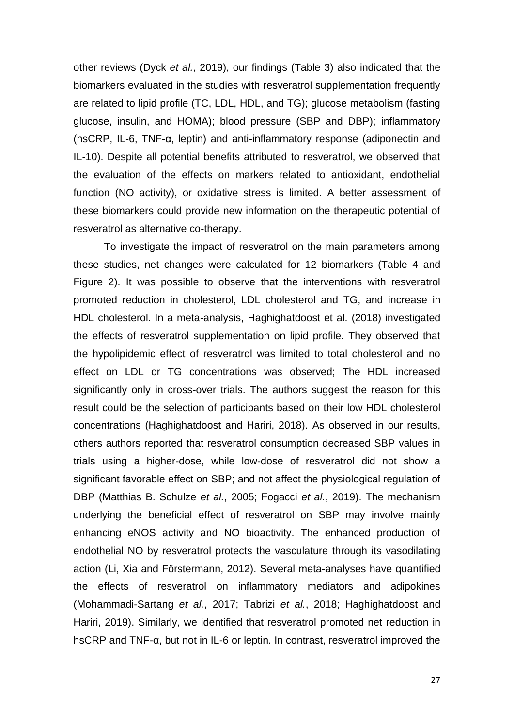other reviews (Dyck *et al.*, 2019), our findings (Table 3) also indicated that the biomarkers evaluated in the studies with resveratrol supplementation frequently are related to lipid profile (TC, LDL, HDL, and TG); glucose metabolism (fasting glucose, insulin, and HOMA); blood pressure (SBP and DBP); inflammatory (hsCRP, IL-6, TNF-α, leptin) and anti-inflammatory response (adiponectin and IL-10). Despite all potential benefits attributed to resveratrol, we observed that the evaluation of the effects on markers related to antioxidant, endothelial function (NO activity), or oxidative stress is limited. A better assessment of these biomarkers could provide new information on the therapeutic potential of resveratrol as alternative co-therapy.

To investigate the impact of resveratrol on the main parameters among these studies, net changes were calculated for 12 biomarkers (Table 4 and Figure 2). It was possible to observe that the interventions with resveratrol promoted reduction in cholesterol, LDL cholesterol and TG, and increase in HDL cholesterol. In a meta-analysis, Haghighatdoost et al. (2018) investigated the effects of resveratrol supplementation on lipid profile. They observed that the hypolipidemic effect of resveratrol was limited to total cholesterol and no effect on LDL or TG concentrations was observed; The HDL increased significantly only in cross-over trials. The authors suggest the reason for this result could be the selection of participants based on their low HDL cholesterol concentrations (Haghighatdoost and Hariri, 2018). As observed in our results, others authors reported that resveratrol consumption decreased SBP values in trials using a higher-dose, while low-dose of resveratrol did not show a significant favorable effect on SBP; and not affect the physiological regulation of DBP (Matthias B. Schulze *et al.*, 2005; Fogacci *et al.*, 2019). The mechanism underlying the beneficial effect of resveratrol on SBP may involve mainly enhancing eNOS activity and NO bioactivity. The enhanced production of endothelial NO by resveratrol protects the vasculature through its vasodilating action (Li, Xia and Förstermann, 2012). Several meta-analyses have quantified the effects of resveratrol on inflammatory mediators and adipokines (Mohammadi-Sartang *et al.*, 2017; Tabrizi *et al.*, 2018; Haghighatdoost and Hariri, 2019). Similarly, we identified that resveratrol promoted net reduction in hsCRP and TNF-α, but not in IL-6 or leptin. In contrast, resveratrol improved the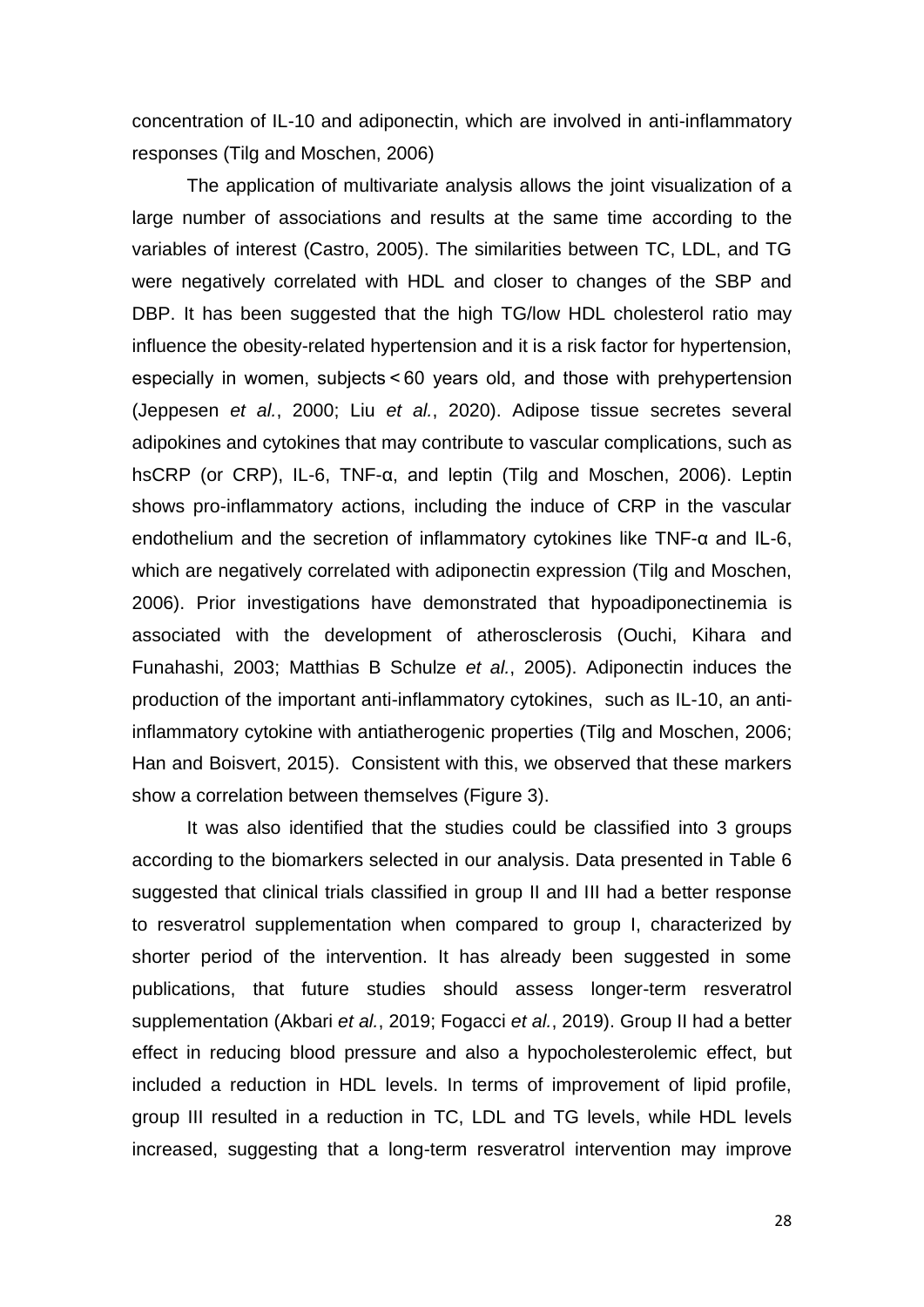concentration of IL-10 and adiponectin, which are involved in anti-inflammatory responses (Tilg and Moschen, 2006)

The application of multivariate analysis allows the joint visualization of a large number of associations and results at the same time according to the variables of interest (Castro, 2005). The similarities between TC, LDL, and TG were negatively correlated with HDL and closer to changes of the SBP and DBP. It has been suggested that the high TG/low HDL cholesterol ratio may influence the obesity-related hypertension and it is a risk factor for hypertension, especially in women, subjects < 60 years old, and those with prehypertension (Jeppesen *et al.*, 2000; Liu *et al.*, 2020). Adipose tissue secretes several adipokines and cytokines that may contribute to vascular complications, such as hsCRP (or CRP), IL-6, TNF-α, and leptin (Tilg and Moschen, 2006). Leptin shows pro-inflammatory actions, including the induce of CRP in the vascular endothelium and the secretion of inflammatory cytokines like TNF-α and IL-6, which are negatively correlated with adiponectin expression (Tilg and Moschen, 2006). Prior investigations have demonstrated that hypoadiponectinemia is associated with the development of atherosclerosis (Ouchi, Kihara and Funahashi, 2003; Matthias B Schulze *et al.*, 2005). Adiponectin induces the production of the important anti-inflammatory cytokines, such as IL-10, an anti-inflammatory cytokine with antiatherogenic properties (Tilg and Moschen, 2006; Han and Boisvert, 2015). Consistent with this, we observed that these markers show a correlation between themselves (Figure 3).

It was also identified that the studies could be classified into 3 groups according to the biomarkers selected in our analysis. Data presented in Table 6 suggested that clinical trials classified in group II and III had a better response to resveratrol supplementation when compared to group I, characterized by shorter period of the intervention. It has already been suggested in some publications, that future studies should assess longer-term resveratrol supplementation (Akbari *et al.*, 2019; Fogacci *et al.*, 2019). Group II had a better effect in reducing blood pressure and also a hypocholesterolemic effect, but included a reduction in HDL levels. In terms of improvement of lipid profile, group III resulted in a reduction in TC, LDL and TG levels, while HDL levels increased, suggesting that a long-term resveratrol intervention may improve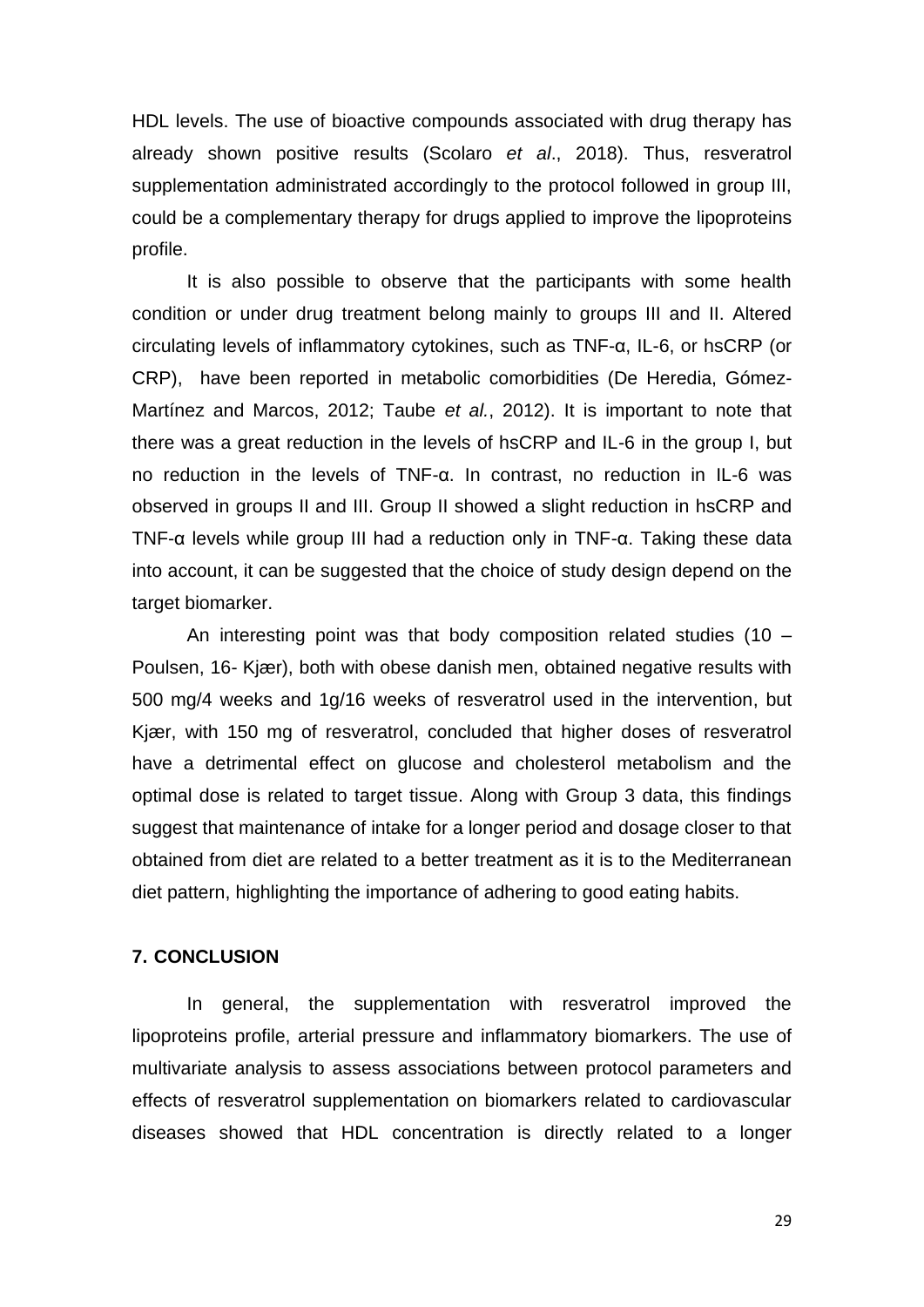HDL levels. The use of bioactive compounds associated with drug therapy has already shown positive results (Scolaro *et al*., 2018). Thus, resveratrol supplementation administrated accordingly to the protocol followed in group III, could be a complementary therapy for drugs applied to improve the lipoproteins profile.

It is also possible to observe that the participants with some health condition or under drug treatment belong mainly to groups III and II. Altered circulating levels of inflammatory cytokines, such as TNF-α, IL-6, or hsCRP (or CRP), have been reported in metabolic comorbidities (De Heredia, Gómez-Martínez and Marcos, 2012; Taube *et al.*, 2012). It is important to note that there was a great reduction in the levels of hsCRP and IL-6 in the group I, but no reduction in the levels of TNF-α. In contrast, no reduction in IL-6 was observed in groups II and III. Group II showed a slight reduction in hsCRP and TNF-α levels while group III had a reduction only in TNF-α. Taking these data into account, it can be suggested that the choice of study design depend on the target biomarker.

An interesting point was that body composition related studies (10 – Poulsen, 16- Kjær), both with obese danish men, obtained negative results with 500 mg/4 weeks and 1g/16 weeks of resveratrol used in the intervention, but Kjær, with 150 mg of resveratrol, concluded that higher doses of resveratrol have a detrimental effect on glucose and cholesterol metabolism and the optimal dose is related to target tissue. Along with Group 3 data, this findings suggest that maintenance of intake for a longer period and dosage closer to that obtained from diet are related to a better treatment as it is to the Mediterranean diet pattern, highlighting the importance of adhering to good eating habits.

## 7. CONCLUSION

In general, the supplementation with resveratrol improved the lipoproteins profile, arterial pressure and inflammatory biomarkers. The use of multivariate analysis to assess associations between protocol parameters and effects of resveratrol supplementation on biomarkers related to cardiovascular diseases showed that HDL concentration is directly related to a longer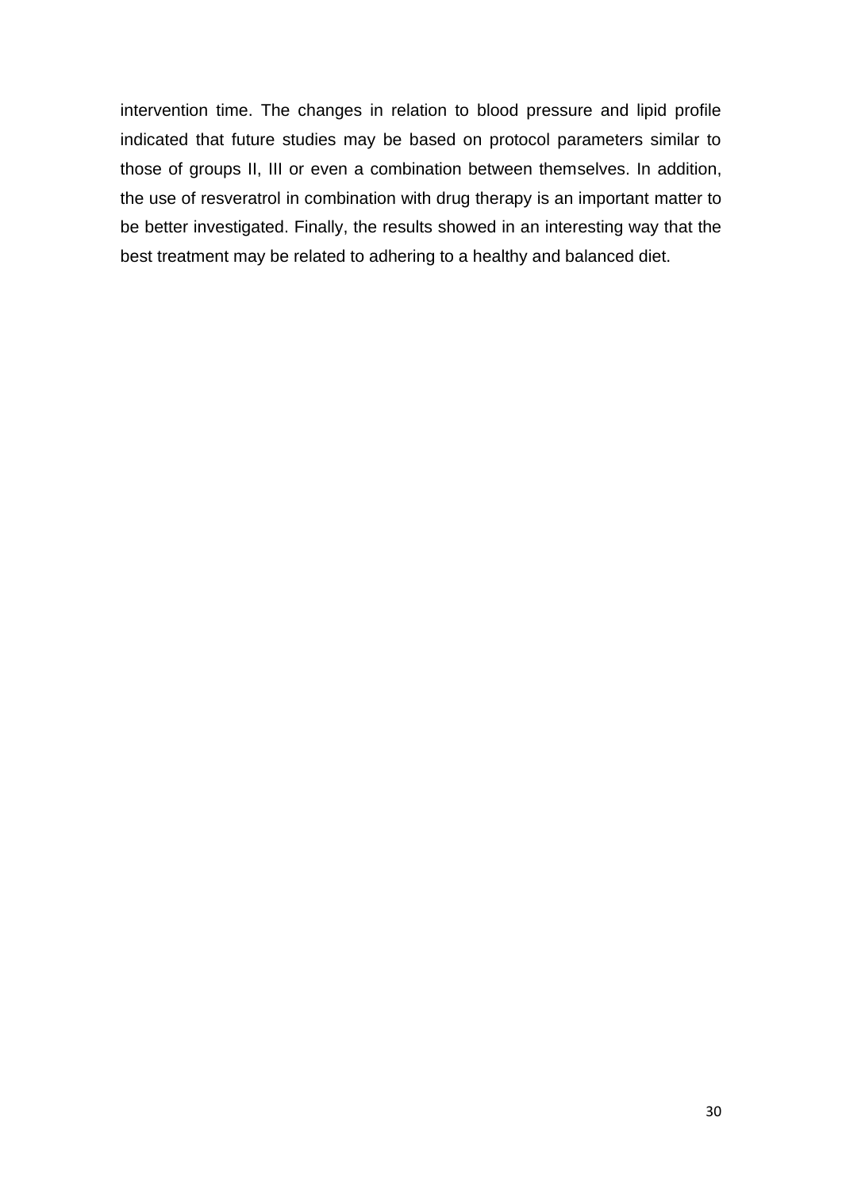intervention time. The changes in relation to blood pressure and lipid profile indicated that future studies may be based on protocol parameters similar to those of groups II, III or even a combination between themselves. In addition, the use of resveratrol in combination with drug therapy is an important matter to be better investigated. Finally, the results showed in an interesting way that the best treatment may be related to adhering to a healthy and balanced diet.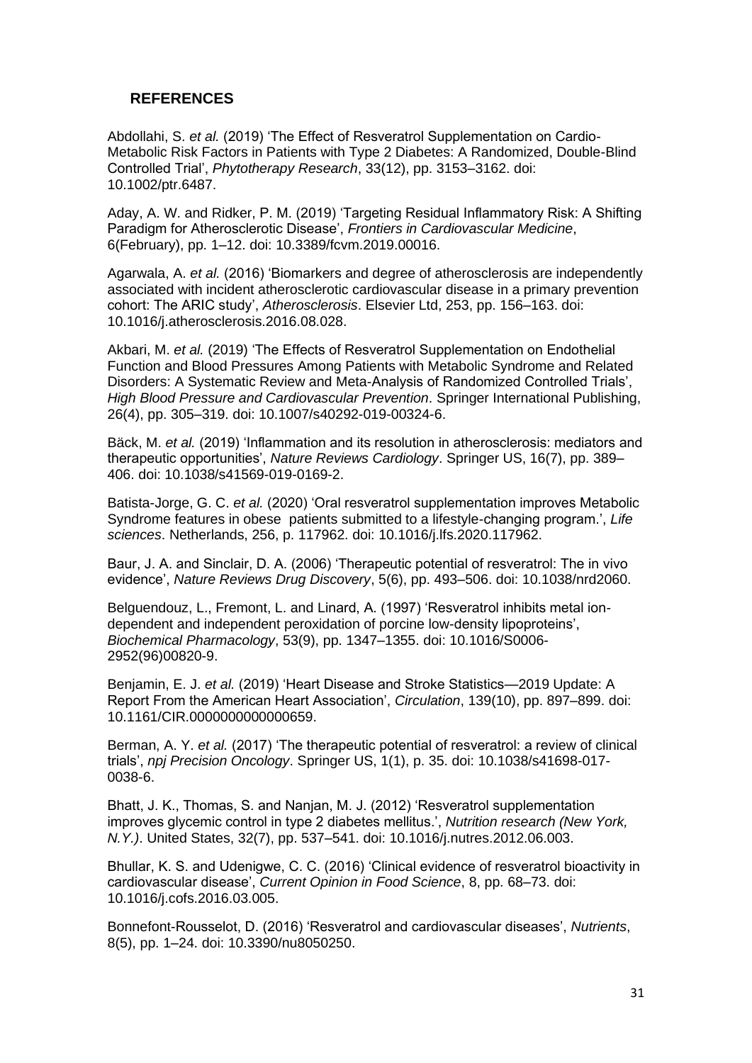## REFERENCES

Abdollahi, S. *et al.* (2019) 'The Effect of Resveratrol Supplementation on Cardio-Metabolic Risk Factors in Patients with Type 2 Diabetes: A Randomized, Double-Blind Controlled Trial', *Phytotherapy Research*, 33(12), pp. 3153–3162. doi: 10.1002/ptr.6487.

Aday, A. W. and Ridker, P. M. (2019) 'Targeting Residual Inflammatory Risk: A Shifting Paradigm for Atherosclerotic Disease', *Frontiers in Cardiovascular Medicine*, 6(February), pp. 1–12. doi: 10.3389/fcvm.2019.00016.

Agarwala, A. *et al.* (2016) 'Biomarkers and degree of atherosclerosis are independently associated with incident atherosclerotic cardiovascular disease in a primary prevention cohort: The ARIC study', *Atherosclerosis*. Elsevier Ltd, 253, pp. 156–163. doi: 10.1016/j.atherosclerosis.2016.08.028.

Akbari, M. *et al.* (2019) 'The Effects of Resveratrol Supplementation on Endothelial Function and Blood Pressures Among Patients with Metabolic Syndrome and Related Disorders: A Systematic Review and Meta-Analysis of Randomized Controlled Trials', *High Blood Pressure and Cardiovascular Prevention*. Springer International Publishing, 26(4), pp. 305–319. doi: 10.1007/s40292-019-00324-6.

Bäck, M. *et al.* (2019) 'Inflammation and its resolution in atherosclerosis: mediators and therapeutic opportunities', *Nature Reviews Cardiology*. Springer US, 16(7), pp. 389–406. doi: 10.1038/s41569-019-0169-2.

Batista-Jorge, G. C. *et al.* (2020) 'Oral resveratrol supplementation improves Metabolic Syndrome features in obese patients submitted to a lifestyle-changing program.', *Life sciences*. Netherlands, 256, p. 117962. doi: 10.1016/j.lfs.2020.117962.

Baur, J. A. and Sinclair, D. A. (2006) 'Therapeutic potential of resveratrol: The in vivo evidence', *Nature Reviews Drug Discovery*, 5(6), pp. 493–506. doi: 10.1038/nrd2060.

Belguendouz, L., Fremont, L. and Linard, A. (1997) 'Resveratrol inhibits metal ion-dependent and independent peroxidation of porcine low-density lipoproteins', *Biochemical Pharmacology*, 53(9), pp. 1347–1355. doi: 10.1016/S0006-2952(96)00820-9.

Benjamin, E. J. *et al.* (2019) 'Heart Disease and Stroke Statistics—2019 Update: A Report From the American Heart Association', *Circulation*, 139(10), pp. 897–899. doi: 10.1161/CIR.0000000000000659.

Berman, A. Y. *et al.* (2017) 'The therapeutic potential of resveratrol: a review of clinical trials', *npj Precision Oncology*. Springer US, 1(1), p. 35. doi: 10.1038/s41698-017-0038-6.

Bhatt, J. K., Thomas, S. and Nanjan, M. J. (2012) 'Resveratrol supplementation improves glycemic control in type 2 diabetes mellitus.', *Nutrition research (New York, N.Y.)*. United States, 32(7), pp. 537–541. doi: 10.1016/j.nutres.2012.06.003.

Bhullar, K. S. and Udenigwe, C. C. (2016) 'Clinical evidence of resveratrol bioactivity in cardiovascular disease', *Current Opinion in Food Science*, 8, pp. 68–73. doi: 10.1016/j.cofs.2016.03.005.

Bonnefont-Rousselot, D. (2016) 'Resveratrol and cardiovascular diseases', *Nutrients*, 8(5), pp. 1–24. doi: 10.3390/nu8050250.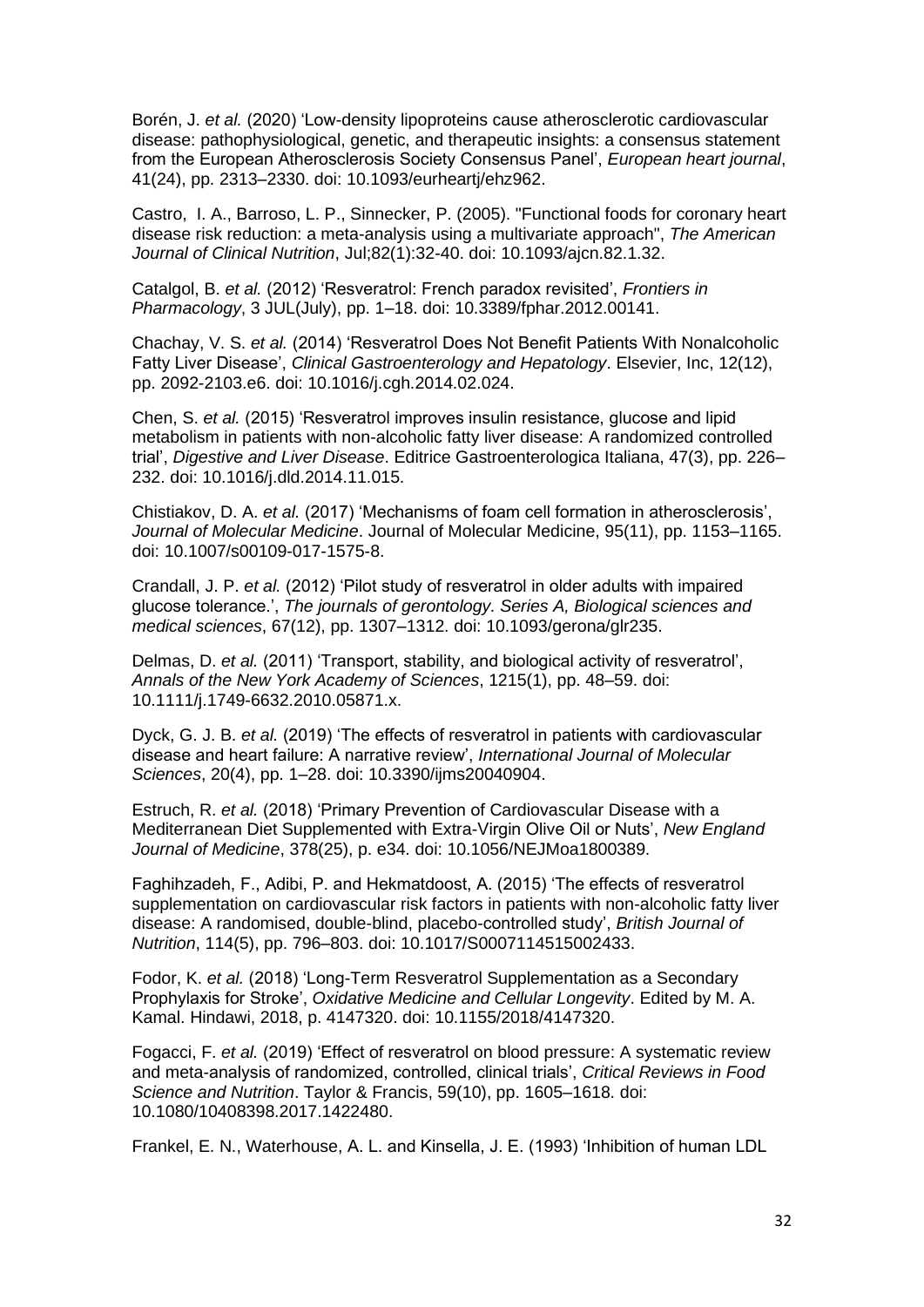Borén, J. *et al.* (2020) 'Low-density lipoproteins cause atherosclerotic cardiovascular disease: pathophysiological, genetic, and therapeutic insights: a consensus statement from the European Atherosclerosis Society Consensus Panel', *European heart journal*, 41(24), pp. 2313–2330. doi: 10.1093/eurheartj/ehz962.

Castro, I. A., Barroso, L. P., Sinnecker, P. (2005). "Functional foods for coronary heart disease risk reduction: a meta-analysis using a multivariate approach", *The American Journal of Clinical Nutrition*, Jul;82(1):32-40. doi: 10.1093/ajcn.82.1.32.

Catalgol, B. *et al.* (2012) 'Resveratrol: French paradox revisited', *Frontiers in Pharmacology*, 3 JUL(July), pp. 1–18. doi: 10.3389/fphar.2012.00141.

Chachay, V. S. *et al.* (2014) 'Resveratrol Does Not Benefit Patients With Nonalcoholic Fatty Liver Disease', *Clinical Gastroenterology and Hepatology*. Elsevier, Inc, 12(12), pp. 2092-2103.e6. doi: 10.1016/j.cgh.2014.02.024.

Chen, S. *et al.* (2015) 'Resveratrol improves insulin resistance, glucose and lipid metabolism in patients with non-alcoholic fatty liver disease: A randomized controlled trial', *Digestive and Liver Disease*. Editrice Gastroenterologica Italiana, 47(3), pp. 226–232. doi: 10.1016/j.dld.2014.11.015.

Chistiakov, D. A. *et al.* (2017) 'Mechanisms of foam cell formation in atherosclerosis', *Journal of Molecular Medicine*. Journal of Molecular Medicine, 95(11), pp. 1153–1165. doi: 10.1007/s00109-017-1575-8.

Crandall, J. P. *et al.* (2012) 'Pilot study of resveratrol in older adults with impaired glucose tolerance.', *The journals of gerontology. Series A, Biological sciences and medical sciences*, 67(12), pp. 1307–1312. doi: 10.1093/gerona/glr235.

Delmas, D. *et al.* (2011) 'Transport, stability, and biological activity of resveratrol', *Annals of the New York Academy of Sciences*, 1215(1), pp. 48–59. doi: 10.1111/j.1749-6632.2010.05871.x.

Dyck, G. J. B. *et al.* (2019) 'The effects of resveratrol in patients with cardiovascular disease and heart failure: A narrative review', *International Journal of Molecular Sciences*, 20(4), pp. 1–28. doi: 10.3390/ijms20040904.

Estruch, R. *et al.* (2018) 'Primary Prevention of Cardiovascular Disease with a Mediterranean Diet Supplemented with Extra-Virgin Olive Oil or Nuts', *New England Journal of Medicine*, 378(25), p. e34. doi: 10.1056/NEJMoa1800389.

Faghihzadeh, F., Adibi, P. and Hekmatdoost, A. (2015) 'The effects of resveratrol supplementation on cardiovascular risk factors in patients with non-alcoholic fatty liver disease: A randomised, double-blind, placebo-controlled study', *British Journal of Nutrition*, 114(5), pp. 796–803. doi: 10.1017/S0007114515002433.

Fodor, K. *et al.* (2018) 'Long-Term Resveratrol Supplementation as a Secondary Prophylaxis for Stroke', *Oxidative Medicine and Cellular Longevity*. Edited by M. A. Kamal. Hindawi, 2018, p. 4147320. doi: 10.1155/2018/4147320.

Fogacci, F. *et al.* (2019) 'Effect of resveratrol on blood pressure: A systematic review and meta-analysis of randomized, controlled, clinical trials', *Critical Reviews in Food Science and Nutrition*. Taylor & Francis, 59(10), pp. 1605–1618. doi: 10.1080/10408398.2017.1422480.

Frankel, E. N., Waterhouse, A. L. and Kinsella, J. E. (1993) 'Inhibition of human LDL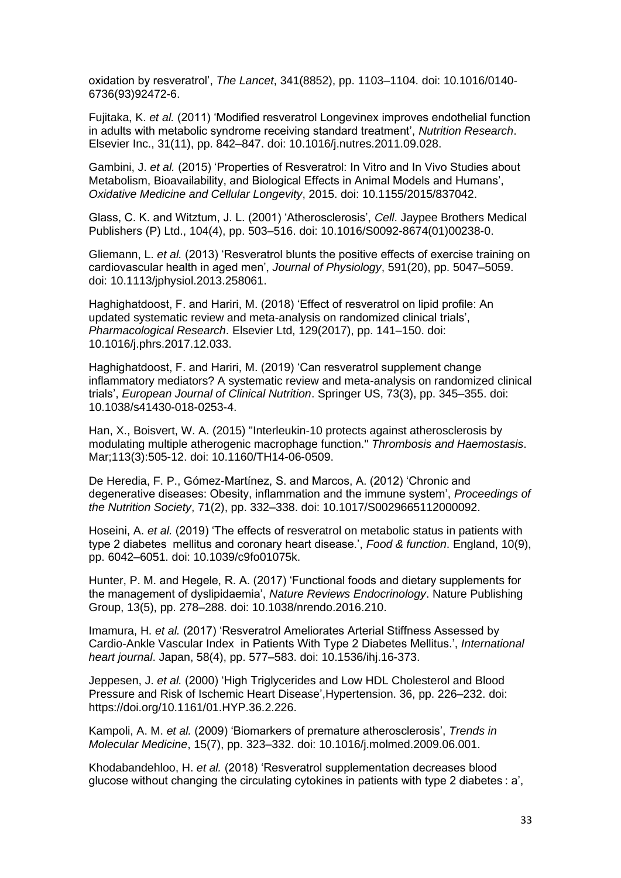oxidation by resveratrol', *The Lancet*, 341(8852), pp. 1103–1104. doi: 10.1016/0140-6736(93)92472-6.

Fujitaka, K. *et al.* (2011) 'Modified resveratrol Longevinex improves endothelial function in adults with metabolic syndrome receiving standard treatment', *Nutrition Research*. Elsevier Inc., 31(11), pp. 842–847. doi: 10.1016/j.nutres.2011.09.028.

Gambini, J. *et al.* (2015) 'Properties of Resveratrol: In Vitro and In Vivo Studies about Metabolism, Bioavailability, and Biological Effects in Animal Models and Humans', *Oxidative Medicine and Cellular Longevity*, 2015. doi: 10.1155/2015/837042.

Glass, C. K. and Witztum, J. L. (2001) 'Atherosclerosis', *Cell*. Jaypee Brothers Medical Publishers (P) Ltd., 104(4), pp. 503–516. doi: 10.1016/S0092-8674(01)00238-0.

Gliemann, L. *et al.* (2013) 'Resveratrol blunts the positive effects of exercise training on cardiovascular health in aged men', *Journal of Physiology*, 591(20), pp. 5047–5059. doi: 10.1113/jphysiol.2013.258061.

Haghighatdoost, F. and Hariri, M. (2018) 'Effect of resveratrol on lipid profile: An updated systematic review and meta-analysis on randomized clinical trials', *Pharmacological Research*. Elsevier Ltd, 129(2017), pp. 141–150. doi: 10.1016/j.phrs.2017.12.033.

Haghighatdoost, F. and Hariri, M. (2019) 'Can resveratrol supplement change inflammatory mediators? A systematic review and meta-analysis on randomized clinical trials', *European Journal of Clinical Nutrition*. Springer US, 73(3), pp. 345–355. doi: 10.1038/s41430-018-0253-4.

Han, X., Boisvert, W. A. (2015) "Interleukin-10 protects against atherosclerosis by modulating multiple atherogenic macrophage function." *Thrombosis and Haemostasis*. Mar;113(3):505-12. doi: 10.1160/TH14-06-0509.

De Heredia, F. P., Gómez-Martínez, S. and Marcos, A. (2012) 'Chronic and degenerative diseases: Obesity, inflammation and the immune system', *Proceedings of the Nutrition Society*, 71(2), pp. 332–338. doi: 10.1017/S0029665112000092.

Hoseini, A. *et al.* (2019) 'The effects of resveratrol on metabolic status in patients with type 2 diabetes mellitus and coronary heart disease.', *Food & function*. England, 10(9), pp. 6042–6051. doi: 10.1039/c9fo01075k.

Hunter, P. M. and Hegele, R. A. (2017) 'Functional foods and dietary supplements for the management of dyslipidaemia', *Nature Reviews Endocrinology*. Nature Publishing Group, 13(5), pp. 278–288. doi: 10.1038/nrendo.2016.210.

Imamura, H. *et al.* (2017) 'Resveratrol Ameliorates Arterial Stiffness Assessed by Cardio-Ankle Vascular Index in Patients With Type 2 Diabetes Mellitus.', *International heart journal*. Japan, 58(4), pp. 577–583. doi: 10.1536/ihj.16-373.

Jeppesen, J. *et al.* (2000) 'High Triglycerides and Low HDL Cholesterol and Blood Pressure and Risk of Ischemic Heart Disease',Hypertension. 36, pp. 226–232. doi: https://doi.org/10.1161/01.HYP.36.2.226.

Kampoli, A. M. *et al.* (2009) 'Biomarkers of premature atherosclerosis', *Trends in Molecular Medicine*, 15(7), pp. 323–332. doi: 10.1016/j.molmed.2009.06.001.

Khodabandehloo, H. *et al.* (2018) 'Resveratrol supplementation decreases blood glucose without changing the circulating cytokines in patients with type 2 diabetes : a',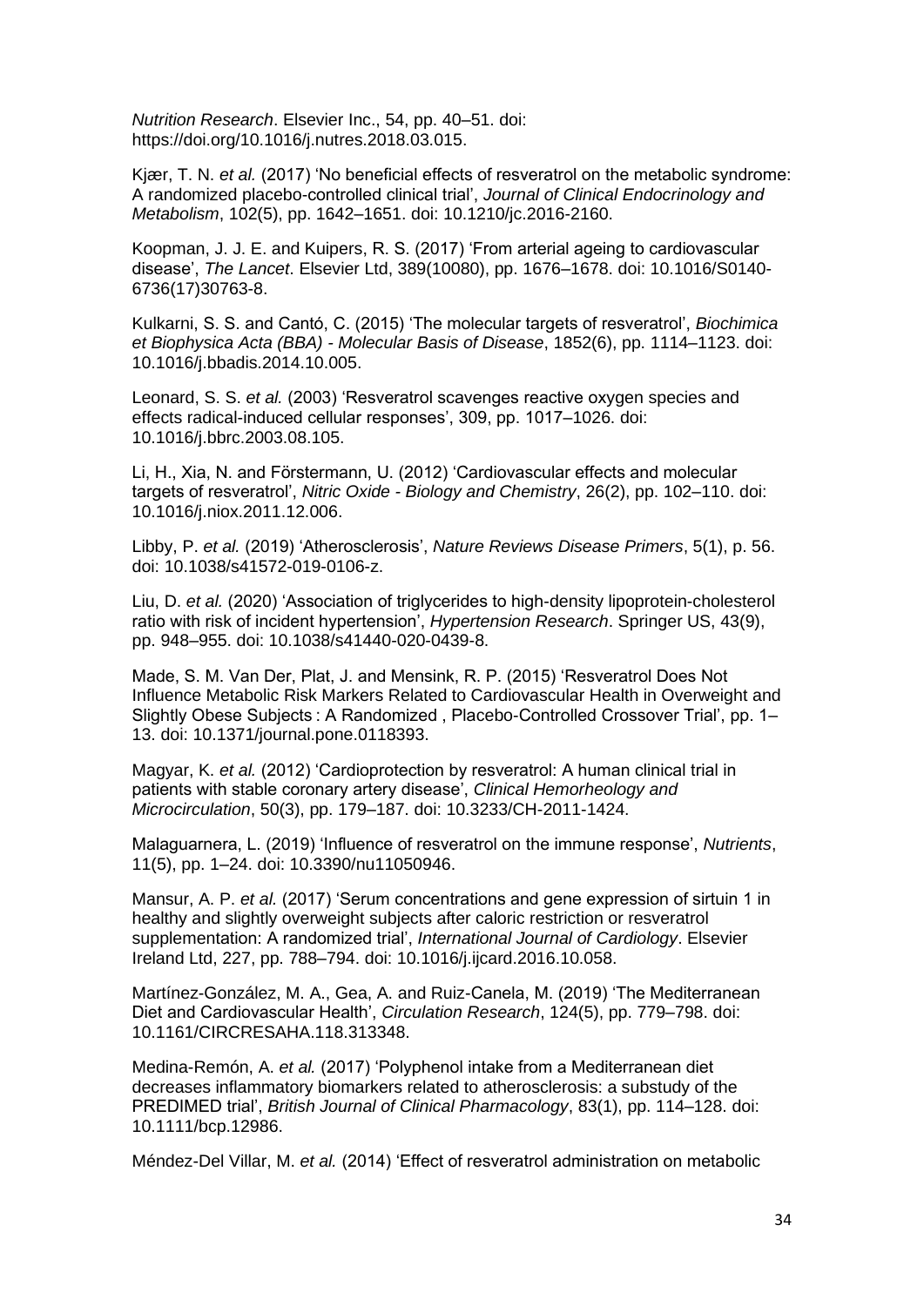*Nutrition Research*. Elsevier Inc., 54, pp. 40–51. doi: https://doi.org/10.1016/j.nutres.2018.03.015.

Kjær, T. N. *et al.* (2017) 'No beneficial effects of resveratrol on the metabolic syndrome: A randomized placebo-controlled clinical trial', *Journal of Clinical Endocrinology and Metabolism*, 102(5), pp. 1642–1651. doi: 10.1210/jc.2016-2160.

Koopman, J. J. E. and Kuipers, R. S. (2017) 'From arterial ageing to cardiovascular disease', *The Lancet*. Elsevier Ltd, 389(10080), pp. 1676–1678. doi: 10.1016/S0140-6736(17)30763-8.

Kulkarni, S. S. and Cantó, C. (2015) 'The molecular targets of resveratrol', *Biochimica et Biophysica Acta (BBA) - Molecular Basis of Disease*, 1852(6), pp. 1114–1123. doi: 10.1016/j.bbadis.2014.10.005.

Leonard, S. S. *et al.* (2003) 'Resveratrol scavenges reactive oxygen species and effects radical-induced cellular responses', 309, pp. 1017–1026. doi: 10.1016/j.bbrc.2003.08.105.

Li, H., Xia, N. and Förstermann, U. (2012) 'Cardiovascular effects and molecular targets of resveratrol', *Nitric Oxide - Biology and Chemistry*, 26(2), pp. 102–110. doi: 10.1016/j.niox.2011.12.006.

Libby, P. *et al.* (2019) 'Atherosclerosis', *Nature Reviews Disease Primers*, 5(1), p. 56. doi: 10.1038/s41572-019-0106-z.

Liu, D. *et al.* (2020) 'Association of triglycerides to high-density lipoprotein-cholesterol ratio with risk of incident hypertension', *Hypertension Research*. Springer US, 43(9), pp. 948–955. doi: 10.1038/s41440-020-0439-8.

Made, S. M. Van Der, Plat, J. and Mensink, R. P. (2015) 'Resveratrol Does Not Influence Metabolic Risk Markers Related to Cardiovascular Health in Overweight and Slightly Obese Subjects : A Randomized , Placebo-Controlled Crossover Trial', pp. 1–13. doi: 10.1371/journal.pone.0118393.

Magyar, K. *et al.* (2012) 'Cardioprotection by resveratrol: A human clinical trial in patients with stable coronary artery disease', *Clinical Hemorheology and Microcirculation*, 50(3), pp. 179–187. doi: 10.3233/CH-2011-1424.

Malaguarnera, L. (2019) 'Influence of resveratrol on the immune response', *Nutrients*, 11(5), pp. 1–24. doi: 10.3390/nu11050946.

Mansur, A. P. *et al.* (2017) 'Serum concentrations and gene expression of sirtuin 1 in healthy and slightly overweight subjects after caloric restriction or resveratrol supplementation: A randomized trial', *International Journal of Cardiology*. Elsevier Ireland Ltd, 227, pp. 788–794. doi: 10.1016/j.ijcard.2016.10.058.

Martínez-González, M. A., Gea, A. and Ruiz-Canela, M. (2019) 'The Mediterranean Diet and Cardiovascular Health', *Circulation Research*, 124(5), pp. 779–798. doi: 10.1161/CIRCRESAHA.118.313348.

Medina-Remón, A. *et al.* (2017) 'Polyphenol intake from a Mediterranean diet decreases inflammatory biomarkers related to atherosclerosis: a substudy of the PREDIMED trial', *British Journal of Clinical Pharmacology*, 83(1), pp. 114–128. doi: 10.1111/bcp.12986.

Méndez-Del Villar, M. *et al.* (2014) 'Effect of resveratrol administration on metabolic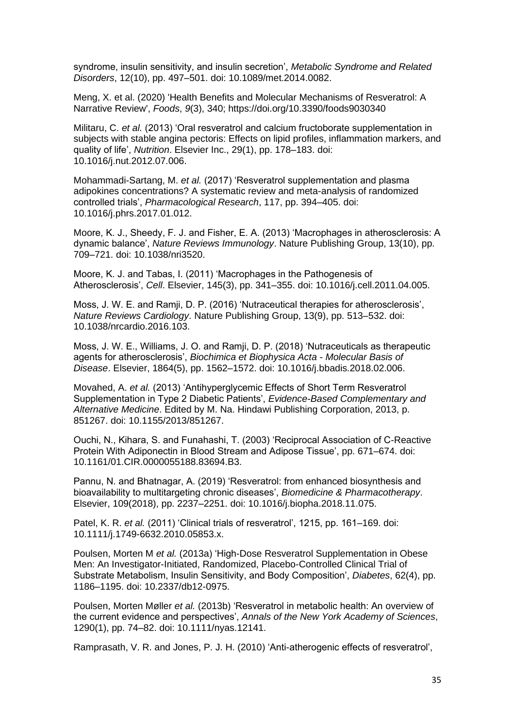syndrome, insulin sensitivity, and insulin secretion', *Metabolic Syndrome and Related Disorders*, 12(10), pp. 497–501. doi: 10.1089/met.2014.0082.

Meng, X. et al. (2020) 'Health Benefits and Molecular Mechanisms of Resveratrol: A Narrative Review', *Foods*, *9*(3), 340; https://doi.org/10.3390/foods9030340

Militaru, C. *et al.* (2013) 'Oral resveratrol and calcium fructoborate supplementation in subjects with stable angina pectoris: Effects on lipid profiles, inflammation markers, and quality of life', *Nutrition*. Elsevier Inc., 29(1), pp. 178–183. doi: 10.1016/j.nut.2012.07.006.

Mohammadi-Sartang, M. *et al.* (2017) 'Resveratrol supplementation and plasma adipokines concentrations? A systematic review and meta-analysis of randomized controlled trials', *Pharmacological Research*, 117, pp. 394–405. doi: 10.1016/j.phrs.2017.01.012.

Moore, K. J., Sheedy, F. J. and Fisher, E. A. (2013) 'Macrophages in atherosclerosis: A dynamic balance', *Nature Reviews Immunology*. Nature Publishing Group, 13(10), pp. 709–721. doi: 10.1038/nri3520.

Moore, K. J. and Tabas, I. (2011) 'Macrophages in the Pathogenesis of Atherosclerosis', *Cell*. Elsevier, 145(3), pp. 341–355. doi: 10.1016/j.cell.2011.04.005.

Moss, J. W. E. and Ramji, D. P. (2016) 'Nutraceutical therapies for atherosclerosis', *Nature Reviews Cardiology*. Nature Publishing Group, 13(9), pp. 513–532. doi: 10.1038/nrcardio.2016.103.

Moss, J. W. E., Williams, J. O. and Ramji, D. P. (2018) 'Nutraceuticals as therapeutic agents for atherosclerosis', *Biochimica et Biophysica Acta - Molecular Basis of Disease*. Elsevier, 1864(5), pp. 1562–1572. doi: 10.1016/j.bbadis.2018.02.006.

Movahed, A. *et al.* (2013) 'Antihyperglycemic Effects of Short Term Resveratrol Supplementation in Type 2 Diabetic Patients', *Evidence-Based Complementary and Alternative Medicine*. Edited by M. Na. Hindawi Publishing Corporation, 2013, p. 851267. doi: 10.1155/2013/851267.

Ouchi, N., Kihara, S. and Funahashi, T. (2003) 'Reciprocal Association of C-Reactive Protein With Adiponectin in Blood Stream and Adipose Tissue', pp. 671–674. doi: 10.1161/01.CIR.0000055188.83694.B3.

Pannu, N. and Bhatnagar, A. (2019) 'Resveratrol: from enhanced biosynthesis and bioavailability to multitargeting chronic diseases', *Biomedicine & Pharmacotherapy*. Elsevier, 109(2018), pp. 2237–2251. doi: 10.1016/j.biopha.2018.11.075.

Patel, K. R. *et al.* (2011) 'Clinical trials of resveratrol', 1215, pp. 161–169. doi: 10.1111/j.1749-6632.2010.05853.x.

Poulsen, Morten M *et al.* (2013a) 'High-Dose Resveratrol Supplementation in Obese Men: An Investigator-Initiated, Randomized, Placebo-Controlled Clinical Trial of Substrate Metabolism, Insulin Sensitivity, and Body Composition', *Diabetes*, 62(4), pp. 1186–1195. doi: 10.2337/db12-0975.

Poulsen, Morten Møller *et al.* (2013b) 'Resveratrol in metabolic health: An overview of the current evidence and perspectives', *Annals of the New York Academy of Sciences*, 1290(1), pp. 74–82. doi: 10.1111/nyas.12141.

Ramprasath, V. R. and Jones, P. J. H. (2010) 'Anti-atherogenic effects of resveratrol',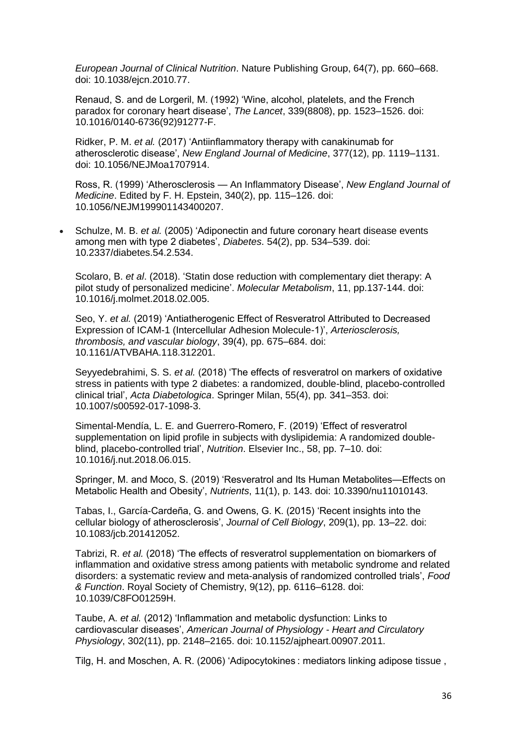*European Journal of Clinical Nutrition*. Nature Publishing Group, 64(7), pp. 660–668. doi: 10.1038/ejcn.2010.77.

Renaud, S. and de Lorgeril, M. (1992) 'Wine, alcohol, platelets, and the French paradox for coronary heart disease', *The Lancet*, 339(8808), pp. 1523–1526. doi: 10.1016/0140-6736(92)91277-F.

Ridker, P. M. *et al.* (2017) 'Antiinflammatory therapy with canakinumab for atherosclerotic disease', *New England Journal of Medicine*, 377(12), pp. 1119–1131. doi: 10.1056/NEJMoa1707914.

Ross, R. (1999) 'Atherosclerosis — An Inflammatory Disease', *New England Journal of Medicine*. Edited by F. H. Epstein, 340(2), pp. 115–126. doi: 10.1056/NEJM199901143400207.

- Schulze, M. B. *et al.* (2005) 'Adiponectin and future coronary heart disease events among men with type 2 diabetes', *Diabetes*. 54(2), pp. 534–539. doi: 10.2337/diabetes.54.2.534.

Scolaro, B. *et al*. (2018). 'Statin dose reduction with complementary diet therapy: A pilot study of personalized medicine'. *Molecular Metabolism*, 11, pp.137-144. doi: 10.1016/j.molmet.2018.02.005.

Seo, Y. *et al.* (2019) 'Antiatherogenic Effect of Resveratrol Attributed to Decreased Expression of ICAM-1 (Intercellular Adhesion Molecule-1)', *Arteriosclerosis, thrombosis, and vascular biology*, 39(4), pp. 675–684. doi: 10.1161/ATVBAHA.118.312201.

Seyyedebrahimi, S. S. *et al.* (2018) 'The effects of resveratrol on markers of oxidative stress in patients with type 2 diabetes: a randomized, double-blind, placebo-controlled clinical trial', *Acta Diabetologica*. Springer Milan, 55(4), pp. 341–353. doi: 10.1007/s00592-017-1098-3.

Simental-Mendía, L. E. and Guerrero-Romero, F. (2019) 'Effect of resveratrol supplementation on lipid profile in subjects with dyslipidemia: A randomized double-blind, placebo-controlled trial', *Nutrition*. Elsevier Inc., 58, pp. 7–10. doi: 10.1016/j.nut.2018.06.015.

Springer, M. and Moco, S. (2019) 'Resveratrol and Its Human Metabolites—Effects on Metabolic Health and Obesity', *Nutrients*, 11(1), p. 143. doi: 10.3390/nu11010143.

Tabas, I., García-Cardeña, G. and Owens, G. K. (2015) 'Recent insights into the cellular biology of atherosclerosis', *Journal of Cell Biology*, 209(1), pp. 13–22. doi: 10.1083/jcb.201412052.

Tabrizi, R. *et al.* (2018) 'The effects of resveratrol supplementation on biomarkers of inflammation and oxidative stress among patients with metabolic syndrome and related disorders: a systematic review and meta-analysis of randomized controlled trials', *Food & Function*. Royal Society of Chemistry, 9(12), pp. 6116–6128. doi: 10.1039/C8FO01259H.

Taube, A. *et al.* (2012) 'Inflammation and metabolic dysfunction: Links to cardiovascular diseases', *American Journal of Physiology - Heart and Circulatory Physiology*, 302(11), pp. 2148–2165. doi: 10.1152/ajpheart.00907.2011.

Tilg, H. and Moschen, A. R. (2006) 'Adipocytokines : mediators linking adipose tissue ,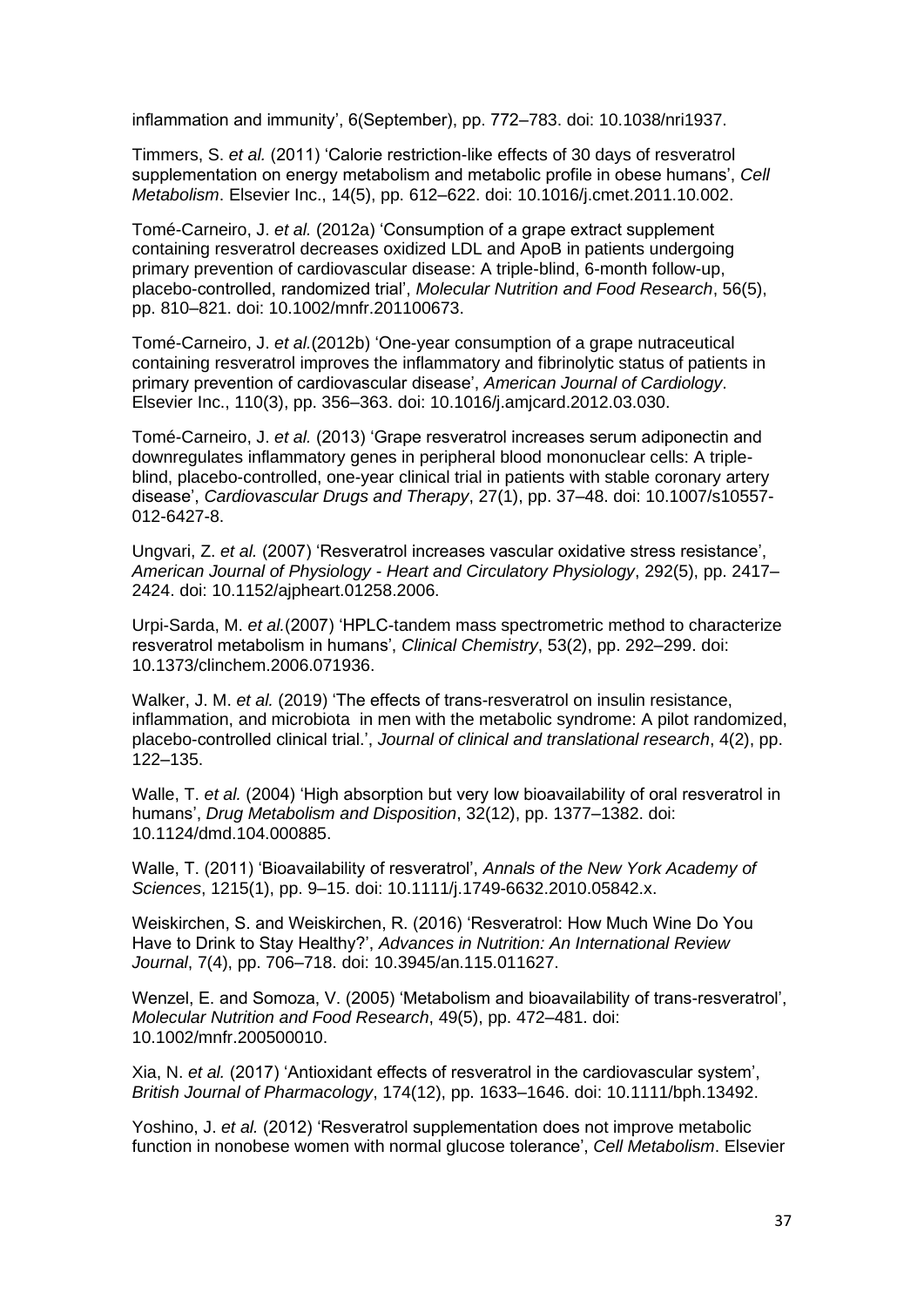inflammation and immunity', 6(September), pp. 772–783. doi: 10.1038/nri1937.

Timmers, S. *et al.* (2011) 'Calorie restriction-like effects of 30 days of resveratrol supplementation on energy metabolism and metabolic profile in obese humans', *Cell Metabolism*. Elsevier Inc., 14(5), pp. 612–622. doi: 10.1016/j.cmet.2011.10.002.

Tomé-Carneiro, J. *et al.* (2012a) 'Consumption of a grape extract supplement containing resveratrol decreases oxidized LDL and ApoB in patients undergoing primary prevention of cardiovascular disease: A triple-blind, 6-month follow-up, placebo-controlled, randomized trial', *Molecular Nutrition and Food Research*, 56(5), pp. 810–821. doi: 10.1002/mnfr.201100673.

Tomé-Carneiro, J. *et al.*(2012b) 'One-year consumption of a grape nutraceutical containing resveratrol improves the inflammatory and fibrinolytic status of patients in primary prevention of cardiovascular disease', *American Journal of Cardiology*. Elsevier Inc., 110(3), pp. 356–363. doi: 10.1016/j.amjcard.2012.03.030.

Tomé-Carneiro, J. *et al.* (2013) 'Grape resveratrol increases serum adiponectin and downregulates inflammatory genes in peripheral blood mononuclear cells: A triple-blind, placebo-controlled, one-year clinical trial in patients with stable coronary artery disease', *Cardiovascular Drugs and Therapy*, 27(1), pp. 37–48. doi: 10.1007/s10557-012-6427-8.

Ungvari, Z. *et al.* (2007) 'Resveratrol increases vascular oxidative stress resistance', *American Journal of Physiology - Heart and Circulatory Physiology*, 292(5), pp. 2417–2424. doi: 10.1152/ajpheart.01258.2006.

Urpi-Sarda, M. *et al.*(2007) 'HPLC-tandem mass spectrometric method to characterize resveratrol metabolism in humans', *Clinical Chemistry*, 53(2), pp. 292–299. doi: 10.1373/clinchem.2006.071936.

Walker, J. M. *et al.* (2019) 'The effects of trans-resveratrol on insulin resistance, inflammation, and microbiota in men with the metabolic syndrome: A pilot randomized, placebo-controlled clinical trial.', *Journal of clinical and translational research*, 4(2), pp. 122–135.

Walle, T. *et al.* (2004) 'High absorption but very low bioavailability of oral resveratrol in humans', *Drug Metabolism and Disposition*, 32(12), pp. 1377–1382. doi: 10.1124/dmd.104.000885.

Walle, T. (2011) 'Bioavailability of resveratrol', *Annals of the New York Academy of Sciences*, 1215(1), pp. 9–15. doi: 10.1111/j.1749-6632.2010.05842.x.

Weiskirchen, S. and Weiskirchen, R. (2016) 'Resveratrol: How Much Wine Do You Have to Drink to Stay Healthy?', *Advances in Nutrition: An International Review Journal*, 7(4), pp. 706–718. doi: 10.3945/an.115.011627.

Wenzel, E. and Somoza, V. (2005) 'Metabolism and bioavailability of trans-resveratrol', *Molecular Nutrition and Food Research*, 49(5), pp. 472–481. doi: 10.1002/mnfr.200500010.

Xia, N. *et al.* (2017) 'Antioxidant effects of resveratrol in the cardiovascular system', *British Journal of Pharmacology*, 174(12), pp. 1633–1646. doi: 10.1111/bph.13492.

Yoshino, J. *et al.* (2012) 'Resveratrol supplementation does not improve metabolic function in nonobese women with normal glucose tolerance', *Cell Metabolism*. Elsevier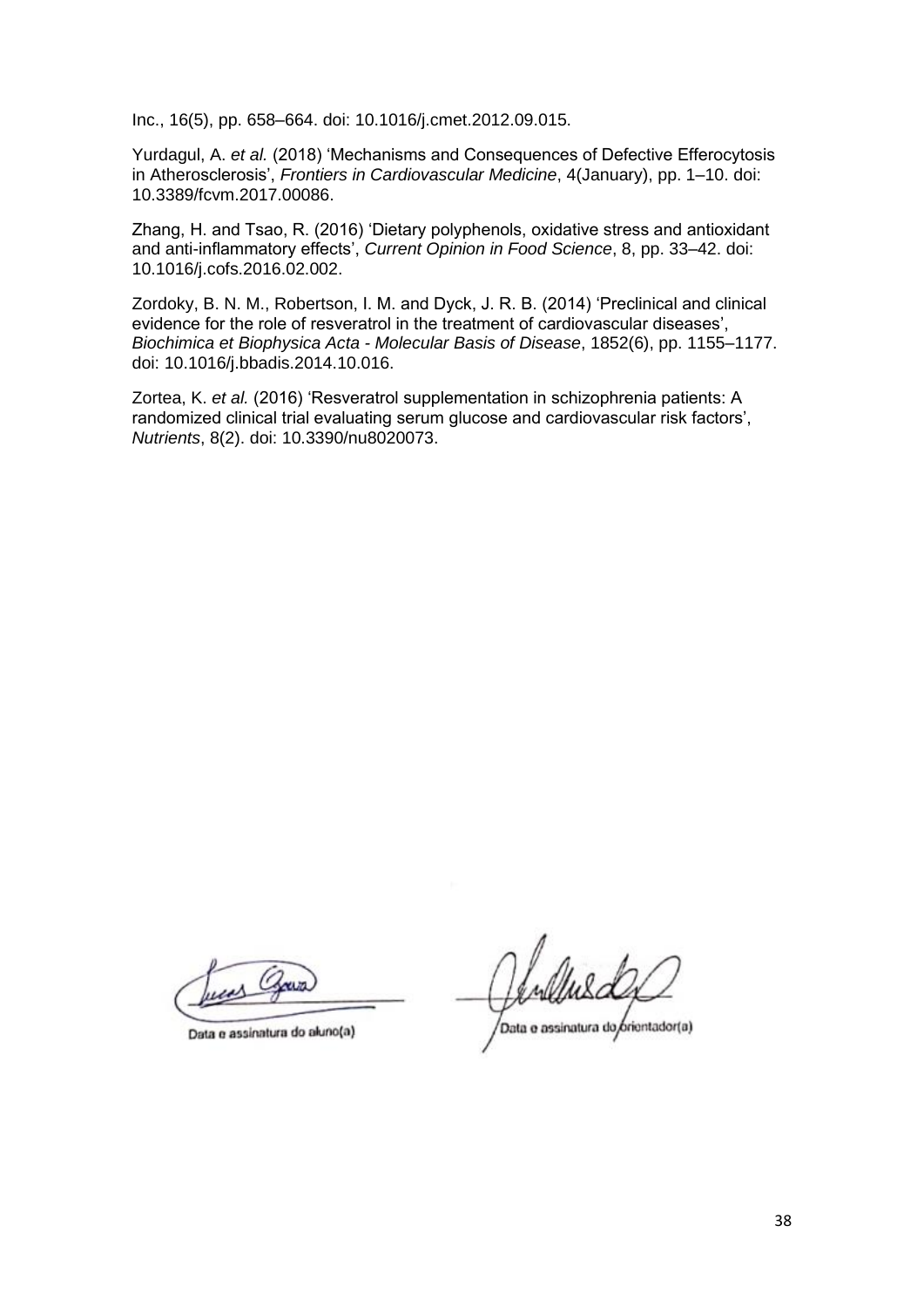Inc., 16(5), pp. 658–664. doi: 10.1016/j.cmet.2012.09.015.

Yurdagul, A. *et al.* (2018) 'Mechanisms and Consequences of Defective Efferocytosis in Atherosclerosis', *Frontiers in Cardiovascular Medicine*, 4(January), pp. 1–10. doi: 10.3389/fcvm.2017.00086.

Zhang, H. and Tsao, R. (2016) 'Dietary polyphenols, oxidative stress and antioxidant and anti-inflammatory effects', *Current Opinion in Food Science*, 8, pp. 33–42. doi: 10.1016/j.cofs.2016.02.002.

Zordoky, B. N. M., Robertson, I. M. and Dyck, J. R. B. (2014) 'Preclinical and clinical evidence for the role of resveratrol in the treatment of cardiovascular diseases', *Biochimica et Biophysica Acta - Molecular Basis of Disease*, 1852(6), pp. 1155–1177. doi: 10.1016/j.bbadis.2014.10.016.

Zortea, K. *et al.* (2016) 'Resveratrol supplementation in schizophrenia patients: A randomized clinical trial evaluating serum glucose and cardiovascular risk factors', *Nutrients*, 8(2). doi: 10.3390/nu8020073.

Data e assinatura do aluno(a)

Data e assinatura do orientador(a)